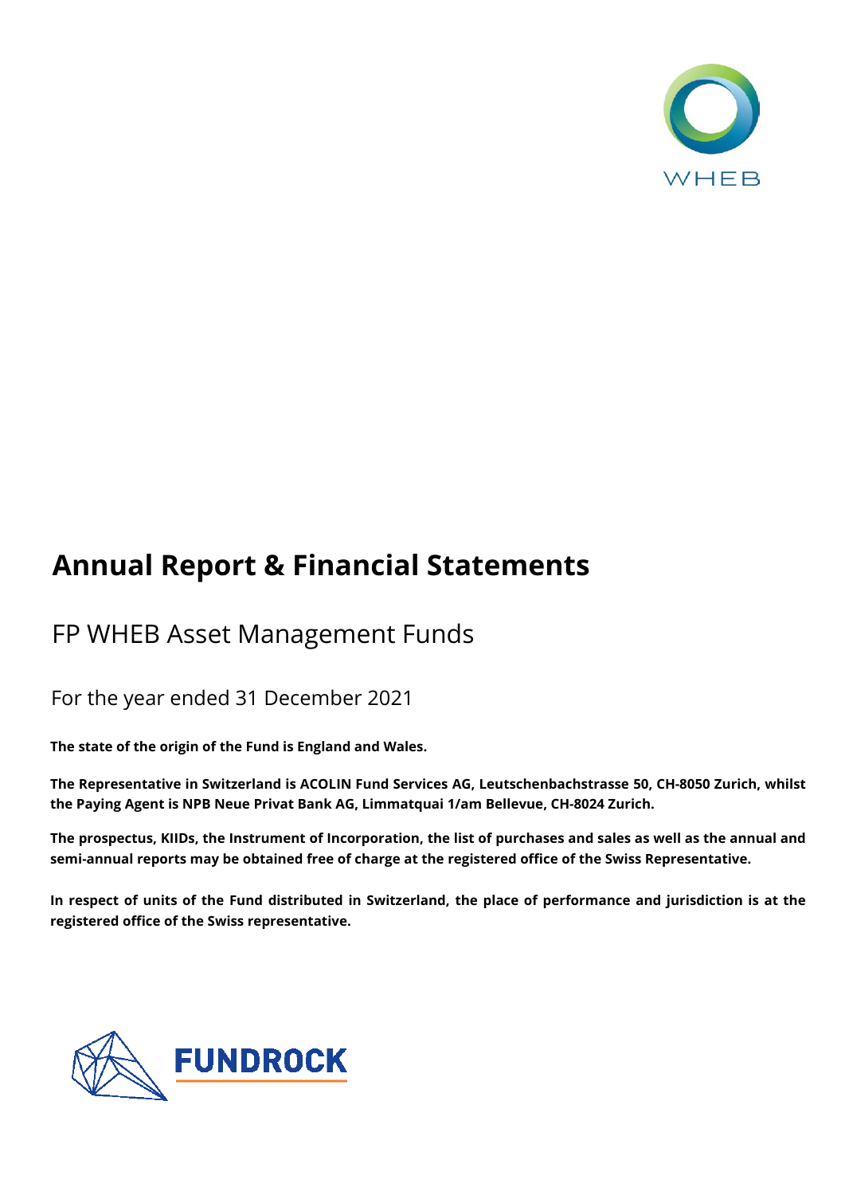WHEB

# Annual Report & Financial Statements

## FP WHEB Asset Management Funds

For the year ended 31 December 2021

**The state of the origin of the Fund is England and Wales.**

**The Representative in Switzerland is ACOLIN Fund Services AG, Leutschenbachstrasse 50, CH-8050 Zurich, whilst the Paying Agent is NPB Neue Privat Bank AG, Limmatquai 1/am Bellevue, CH-8024 Zurich.**

**The prospectus, KIIDs, the Instrument of Incorporation, the list of purchases and sales as well as the annual and semi-annual reports may be obtained free of charge at the registered office of the Swiss Representative.**

**In respect of units of the Fund distributed in Switzerland, the place of performance and jurisdiction is at the registered office of the Swiss representative.**

FUNDROCK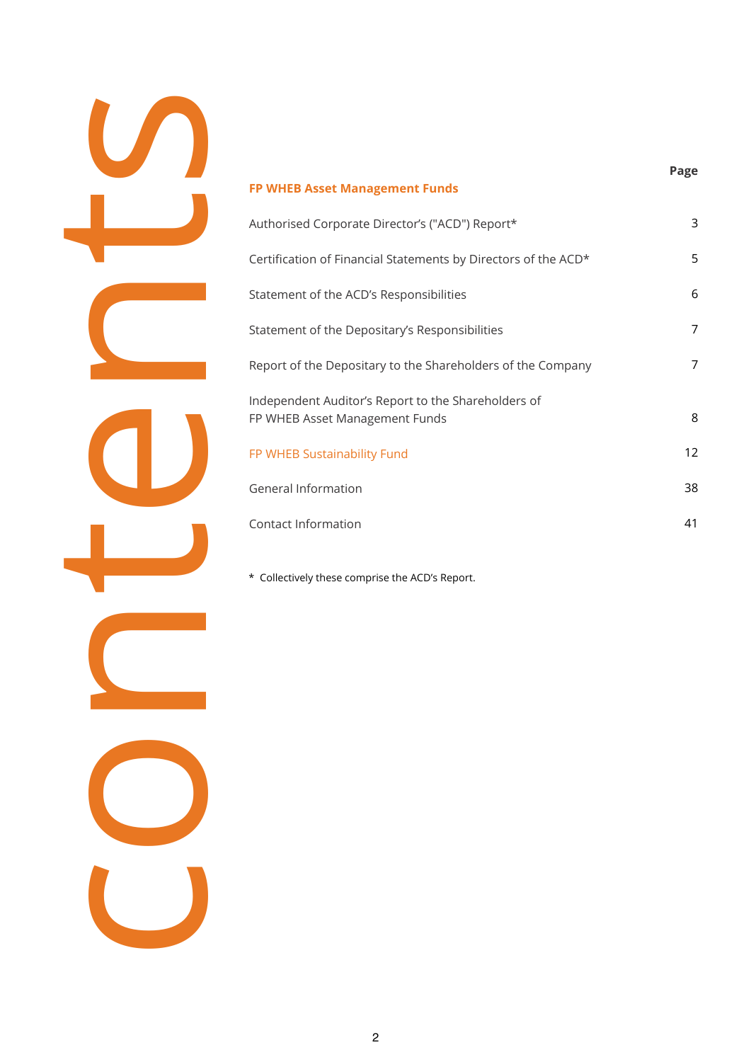# Contents

| FP WHEB Asset Management Funds | Page |
|---|---|
| Authorised Corporate Director's ("ACD") Report* | 3 |
| Certification of Financial Statements by Directors of the ACD* | 5 |
| Statement of the ACD's Responsibilities | 6 |
| Statement of the Depositary's Responsibilities | 7 |
| Report of the Depositary to the Shareholders of the Company | 7 |
| Independent Auditor's Report to the Shareholders of FP WHEB Asset Management Funds | 8 |
| FP WHEB Sustainability Fund | 12 |
| General Information | 38 |
| Contact Information | 41 |

* Collectively these comprise the ACD's Report.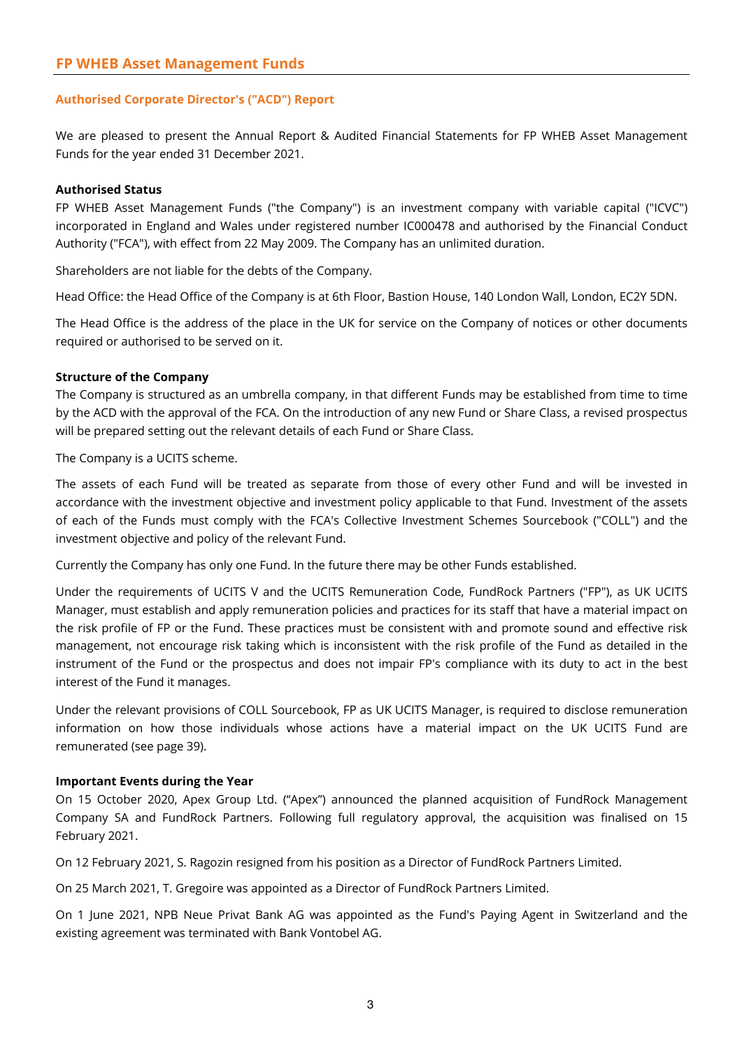# FP WHEB Asset Management Funds

## Authorised Corporate Director's ("ACD") Report

We are pleased to present the Annual Report & Audited Financial Statements for FP WHEB Asset Management Funds for the year ended 31 December 2021.

**Authorised Status**

FP WHEB Asset Management Funds ("the Company") is an investment company with variable capital ("ICVC") incorporated in England and Wales under registered number IC000478 and authorised by the Financial Conduct Authority ("FCA"), with effect from 22 May 2009. The Company has an unlimited duration.

Shareholders are not liable for the debts of the Company.

Head Office: the Head Office of the Company is at 6th Floor, Bastion House, 140 London Wall, London, EC2Y 5DN.

The Head Office is the address of the place in the UK for service on the Company of notices or other documents required or authorised to be served on it.

**Structure of the Company**

The Company is structured as an umbrella company, in that different Funds may be established from time to time by the ACD with the approval of the FCA. On the introduction of any new Fund or Share Class, a revised prospectus will be prepared setting out the relevant details of each Fund or Share Class.

The Company is a UCITS scheme.

The assets of each Fund will be treated as separate from those of every other Fund and will be invested in accordance with the investment objective and investment policy applicable to that Fund. Investment of the assets of each of the Funds must comply with the FCA's Collective Investment Schemes Sourcebook ("COLL") and the investment objective and policy of the relevant Fund.

Currently the Company has only one Fund. In the future there may be other Funds established.

Under the requirements of UCITS V and the UCITS Remuneration Code, FundRock Partners ("FP"), as UK UCITS Manager, must establish and apply remuneration policies and practices for its staff that have a material impact on the risk profile of FP or the Fund. These practices must be consistent with and promote sound and effective risk management, not encourage risk taking which is inconsistent with the risk profile of the Fund as detailed in the instrument of the Fund or the prospectus and does not impair FP's compliance with its duty to act in the best interest of the Fund it manages.

Under the relevant provisions of COLL Sourcebook, FP as UK UCITS Manager, is required to disclose remuneration information on how those individuals whose actions have a material impact on the UK UCITS Fund are remunerated (see page 39).

**Important Events during the Year**

On 15 October 2020, Apex Group Ltd. ("Apex") announced the planned acquisition of FundRock Management Company SA and FundRock Partners. Following full regulatory approval, the acquisition was finalised on 15 February 2021.

On 12 February 2021, S. Ragozin resigned from his position as a Director of FundRock Partners Limited.

On 25 March 2021, T. Gregoire was appointed as a Director of FundRock Partners Limited.

On 1 June 2021, NPB Neue Privat Bank AG was appointed as the Fund's Paying Agent in Switzerland and the existing agreement was terminated with Bank Vontobel AG.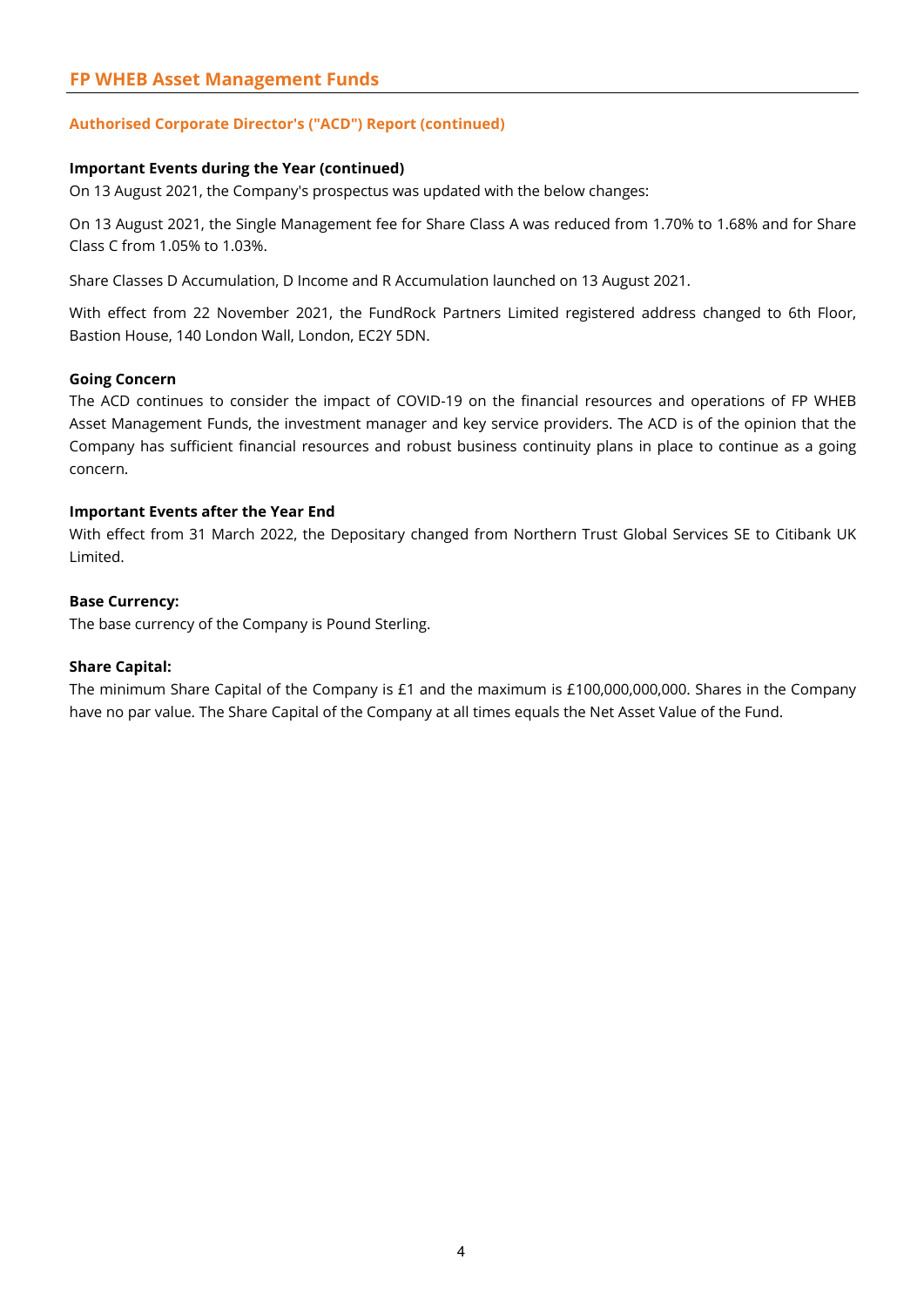## Authorised Corporate Director's ("ACD") Report (continued)

### Important Events during the Year (continued)

On 13 August 2021, the Company's prospectus was updated with the below changes:

On 13 August 2021, the Single Management fee for Share Class A was reduced from 1.70% to 1.68% and for Share Class C from 1.05% to 1.03%.

Share Classes D Accumulation, D Income and R Accumulation launched on 13 August 2021.

With effect from 22 November 2021, the FundRock Partners Limited registered address changed to 6th Floor, Bastion House, 140 London Wall, London, EC2Y 5DN.

### Going Concern

The ACD continues to consider the impact of COVID-19 on the financial resources and operations of FP WHEB Asset Management Funds, the investment manager and key service providers. The ACD is of the opinion that the Company has sufficient financial resources and robust business continuity plans in place to continue as a going concern.

### Important Events after the Year End

With effect from 31 March 2022, the Depositary changed from Northern Trust Global Services SE to Citibank UK Limited.

### Base Currency:

The base currency of the Company is Pound Sterling.

### Share Capital:

The minimum Share Capital of the Company is £1 and the maximum is £100,000,000,000. Shares in the Company have no par value. The Share Capital of the Company at all times equals the Net Asset Value of the Fund.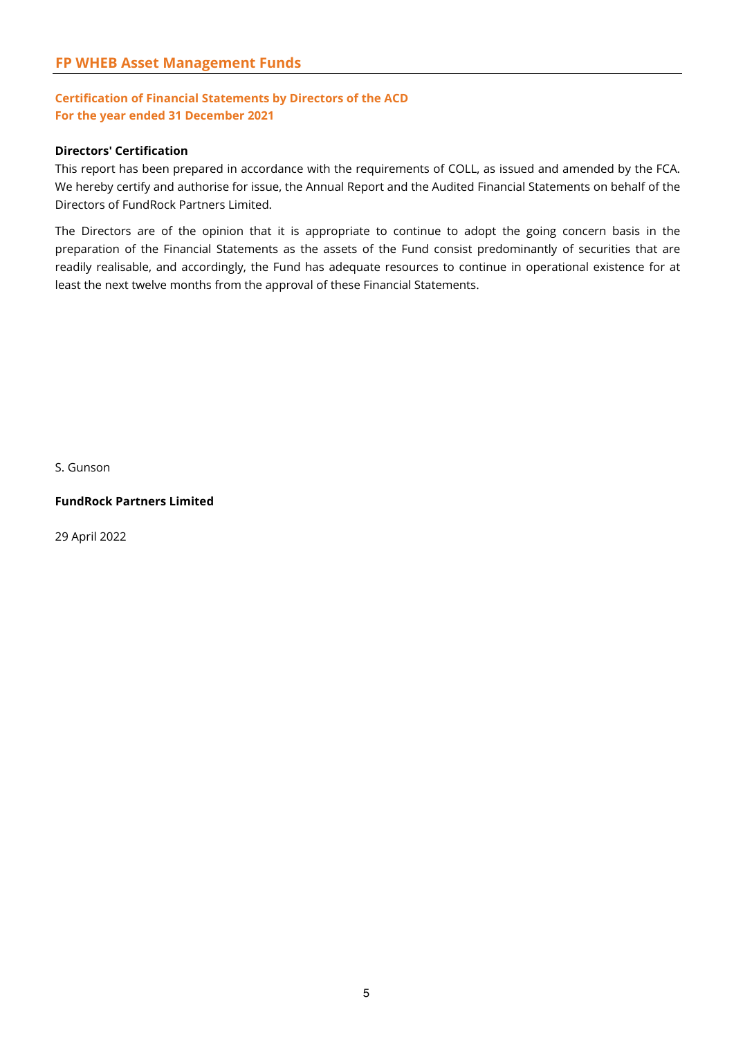**Certification of Financial Statements by Directors of the ACD**
**For the year ended 31 December 2021**

**Directors' Certification**

This report has been prepared in accordance with the requirements of COLL, as issued and amended by the FCA. We hereby certify and authorise for issue, the Annual Report and the Audited Financial Statements on behalf of the Directors of FundRock Partners Limited.

The Directors are of the opinion that it is appropriate to continue to adopt the going concern basis in the preparation of the Financial Statements as the assets of the Fund consist predominantly of securities that are readily realisable, and accordingly, the Fund has adequate resources to continue in operational existence for at least the next twelve months from the approval of these Financial Statements.

S. Gunson

**FundRock Partners Limited**

29 April 2022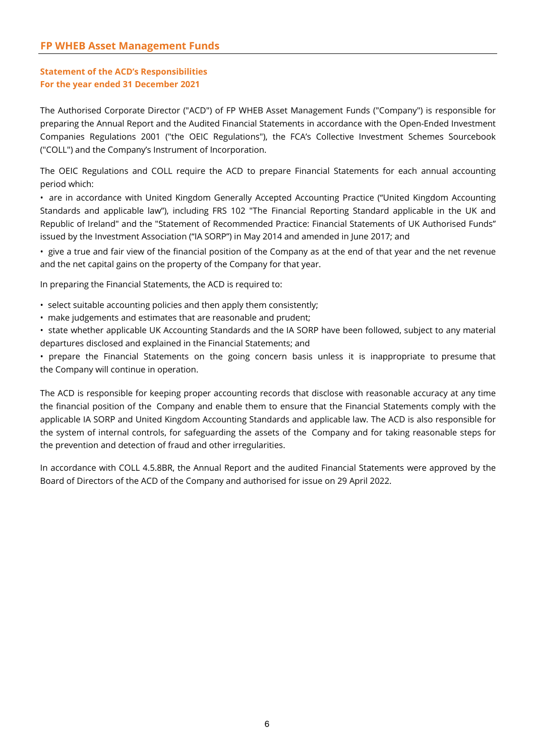## FP WHEB Asset Management Funds

### Statement of the ACD's Responsibilities
### For the year ended 31 December 2021

The Authorised Corporate Director ("ACD") of FP WHEB Asset Management Funds ("Company") is responsible for preparing the Annual Report and the Audited Financial Statements in accordance with the Open-Ended Investment Companies Regulations 2001 ("the OEIC Regulations"), the FCA's Collective Investment Schemes Sourcebook ("COLL") and the Company's Instrument of Incorporation.

The OEIC Regulations and COLL require the ACD to prepare Financial Statements for each annual accounting period which:

- are in accordance with United Kingdom Generally Accepted Accounting Practice ("United Kingdom Accounting Standards and applicable law"), including FRS 102 "The Financial Reporting Standard applicable in the UK and Republic of Ireland" and the "Statement of Recommended Practice: Financial Statements of UK Authorised Funds" issued by the Investment Association ("IA SORP") in May 2014 and amended in June 2017; and
- give a true and fair view of the financial position of the Company as at the end of that year and the net revenue and the net capital gains on the property of the Company for that year.

In preparing the Financial Statements, the ACD is required to:

- select suitable accounting policies and then apply them consistently;
- make judgements and estimates that are reasonable and prudent;
- state whether applicable UK Accounting Standards and the IA SORP have been followed, subject to any material departures disclosed and explained in the Financial Statements; and
- prepare the Financial Statements on the going concern basis unless it is inappropriate to presume that the Company will continue in operation.

The ACD is responsible for keeping proper accounting records that disclose with reasonable accuracy at any time the financial position of the Company and enable them to ensure that the Financial Statements comply with the applicable IA SORP and United Kingdom Accounting Standards and applicable law. The ACD is also responsible for the system of internal controls, for safeguarding the assets of the Company and for taking reasonable steps for the prevention and detection of fraud and other irregularities.

In accordance with COLL 4.5.8BR, the Annual Report and the audited Financial Statements were approved by the Board of Directors of the ACD of the Company and authorised for issue on 29 April 2022.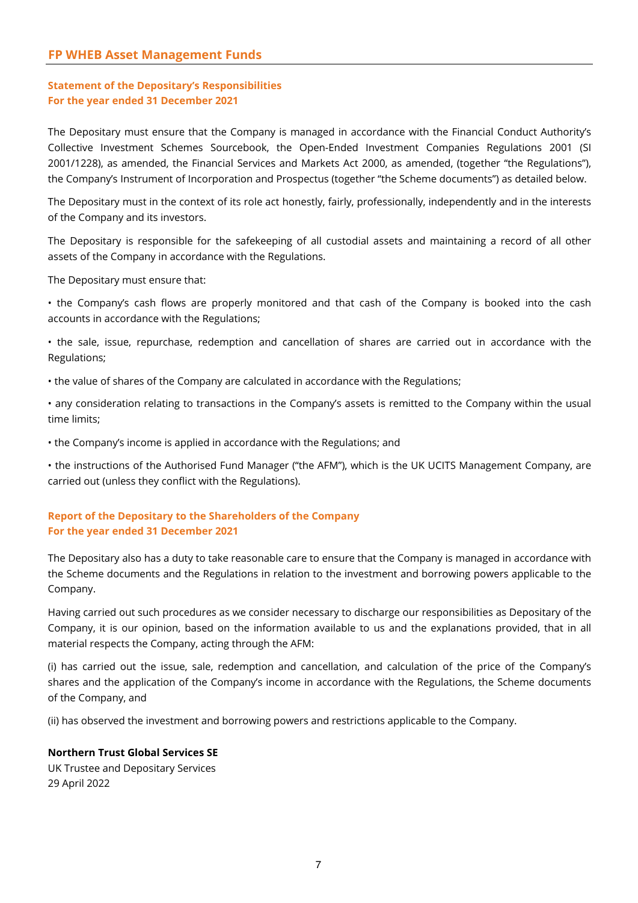## Statement of the Depositary's Responsibilities
## For the year ended 31 December 2021

The Depositary must ensure that the Company is managed in accordance with the Financial Conduct Authority's Collective Investment Schemes Sourcebook, the Open-Ended Investment Companies Regulations 2001 (SI 2001/1228), as amended, the Financial Services and Markets Act 2000, as amended, (together "the Regulations"), the Company's Instrument of Incorporation and Prospectus (together "the Scheme documents") as detailed below.

The Depositary must in the context of its role act honestly, fairly, professionally, independently and in the interests of the Company and its investors.

The Depositary is responsible for the safekeeping of all custodial assets and maintaining a record of all other assets of the Company in accordance with the Regulations.

The Depositary must ensure that:

• the Company's cash flows are properly monitored and that cash of the Company is booked into the cash accounts in accordance with the Regulations;

• the sale, issue, repurchase, redemption and cancellation of shares are carried out in accordance with the Regulations;

• the value of shares of the Company are calculated in accordance with the Regulations;

• any consideration relating to transactions in the Company's assets is remitted to the Company within the usual time limits;

• the Company's income is applied in accordance with the Regulations; and

• the instructions of the Authorised Fund Manager ("the AFM"), which is the UK UCITS Management Company, are carried out (unless they conflict with the Regulations).

## Report of the Depositary to the Shareholders of the Company
## For the year ended 31 December 2021

The Depositary also has a duty to take reasonable care to ensure that the Company is managed in accordance with the Scheme documents and the Regulations in relation to the investment and borrowing powers applicable to the Company.

Having carried out such procedures as we consider necessary to discharge our responsibilities as Depositary of the Company, it is our opinion, based on the information available to us and the explanations provided, that in all material respects the Company, acting through the AFM:

(i) has carried out the issue, sale, redemption and cancellation, and calculation of the price of the Company's shares and the application of the Company's income in accordance with the Regulations, the Scheme documents of the Company, and

(ii) has observed the investment and borrowing powers and restrictions applicable to the Company.

**Northern Trust Global Services SE**
UK Trustee and Depositary Services
29 April 2022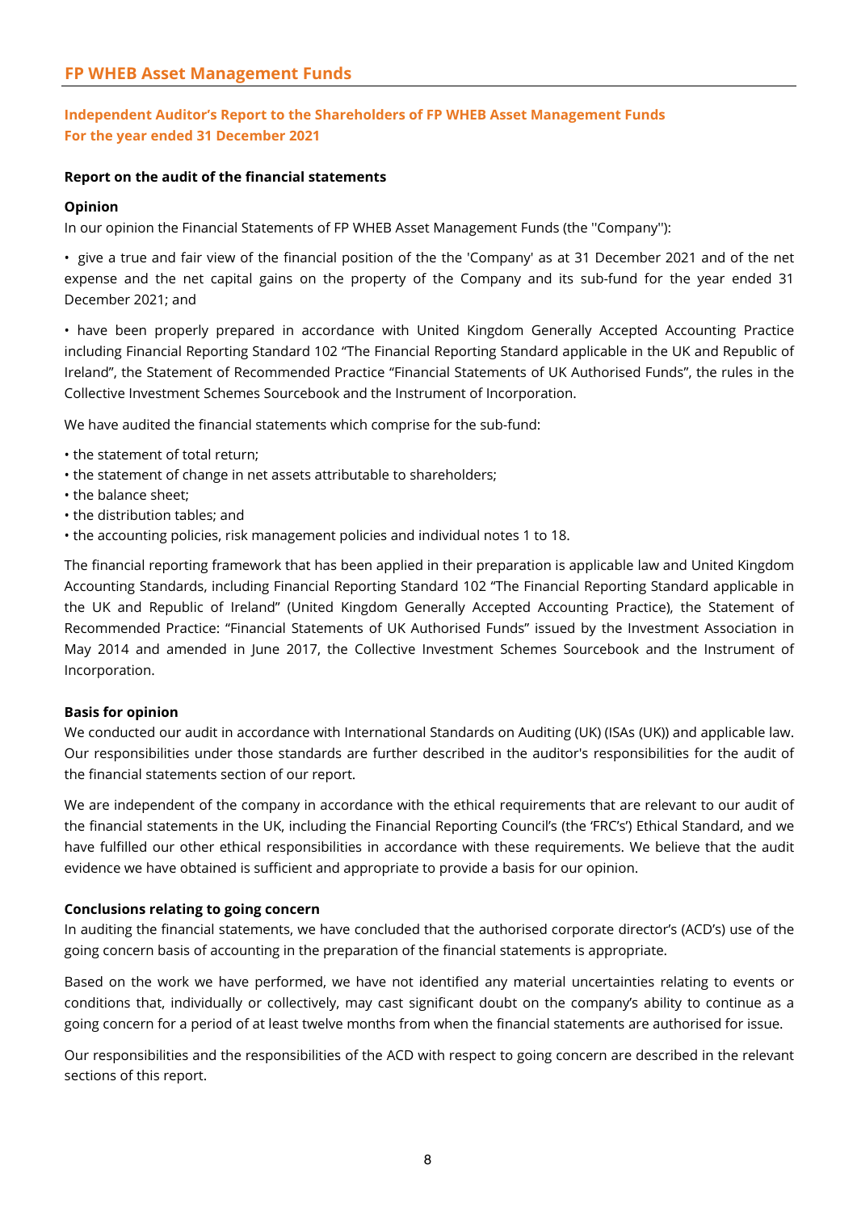## Independent Auditor's Report to the Shareholders of FP WHEB Asset Management Funds
## For the year ended 31 December 2021

### Report on the audit of the financial statements

#### Opinion

In our opinion the Financial Statements of FP WHEB Asset Management Funds (the ''Company''):

• give a true and fair view of the financial position of the the 'Company' as at 31 December 2021 and of the net expense and the net capital gains on the property of the Company and its sub-fund for the year ended 31 December 2021; and

• have been properly prepared in accordance with United Kingdom Generally Accepted Accounting Practice including Financial Reporting Standard 102 "The Financial Reporting Standard applicable in the UK and Republic of Ireland", the Statement of Recommended Practice "Financial Statements of UK Authorised Funds", the rules in the Collective Investment Schemes Sourcebook and the Instrument of Incorporation.

We have audited the financial statements which comprise for the sub-fund:

- the statement of total return;
- the statement of change in net assets attributable to shareholders;
- the balance sheet;
- the distribution tables; and
- the accounting policies, risk management policies and individual notes 1 to 18.

The financial reporting framework that has been applied in their preparation is applicable law and United Kingdom Accounting Standards, including Financial Reporting Standard 102 "The Financial Reporting Standard applicable in the UK and Republic of Ireland" (United Kingdom Generally Accepted Accounting Practice), the Statement of Recommended Practice: "Financial Statements of UK Authorised Funds" issued by the Investment Association in May 2014 and amended in June 2017, the Collective Investment Schemes Sourcebook and the Instrument of Incorporation.

#### Basis for opinion

We conducted our audit in accordance with International Standards on Auditing (UK) (ISAs (UK)) and applicable law. Our responsibilities under those standards are further described in the auditor's responsibilities for the audit of the financial statements section of our report.

We are independent of the company in accordance with the ethical requirements that are relevant to our audit of the financial statements in the UK, including the Financial Reporting Council's (the 'FRC's') Ethical Standard, and we have fulfilled our other ethical responsibilities in accordance with these requirements. We believe that the audit evidence we have obtained is sufficient and appropriate to provide a basis for our opinion.

#### Conclusions relating to going concern

In auditing the financial statements, we have concluded that the authorised corporate director's (ACD's) use of the going concern basis of accounting in the preparation of the financial statements is appropriate.

Based on the work we have performed, we have not identified any material uncertainties relating to events or conditions that, individually or collectively, may cast significant doubt on the company's ability to continue as a going concern for a period of at least twelve months from when the financial statements are authorised for issue.

Our responsibilities and the responsibilities of the ACD with respect to going concern are described in the relevant sections of this report.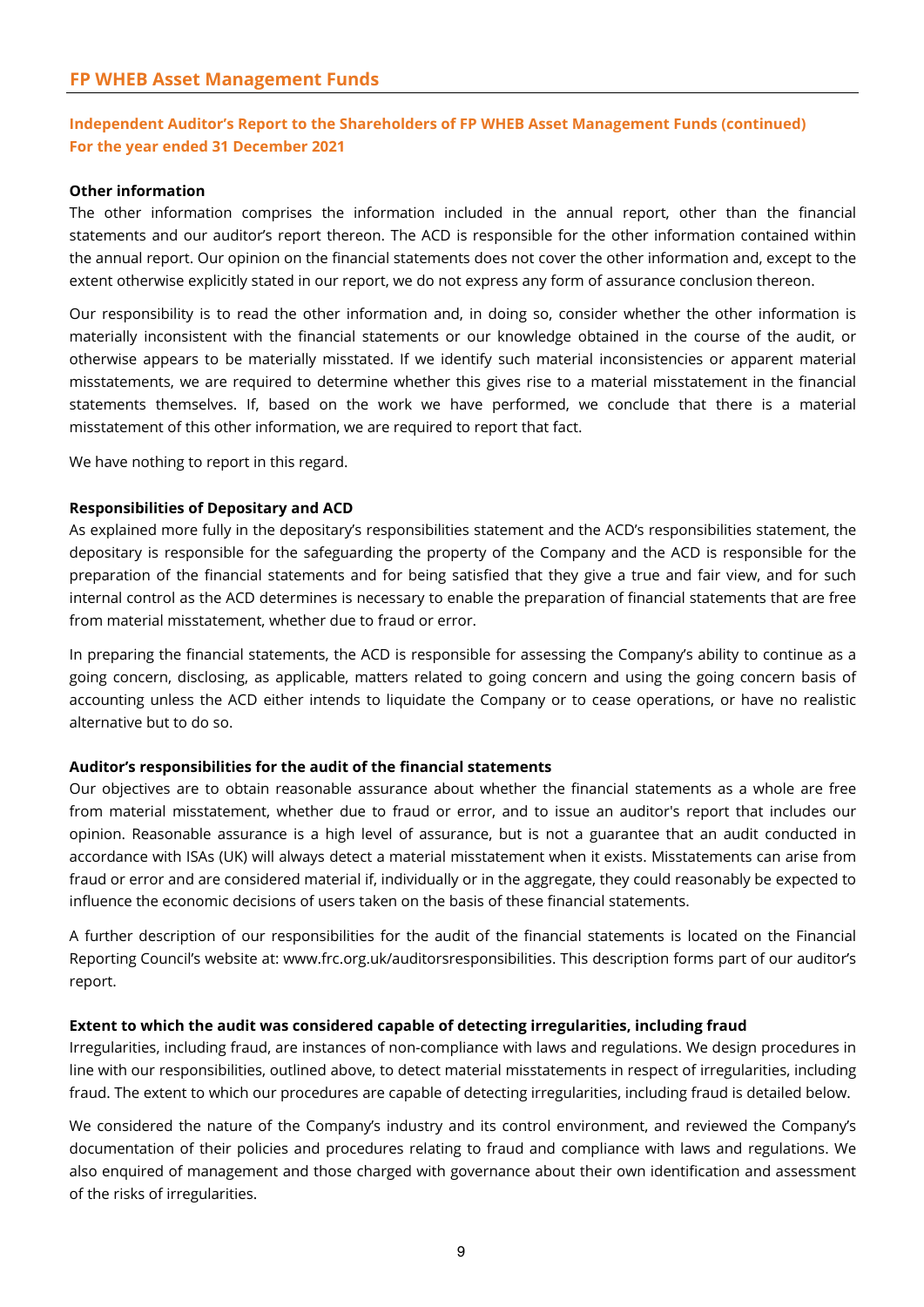## Independent Auditor's Report to the Shareholders of FP WHEB Asset Management Funds (continued)
## For the year ended 31 December 2021

**Other information**

The other information comprises the information included in the annual report, other than the financial statements and our auditor's report thereon. The ACD is responsible for the other information contained within the annual report. Our opinion on the financial statements does not cover the other information and, except to the extent otherwise explicitly stated in our report, we do not express any form of assurance conclusion thereon.

Our responsibility is to read the other information and, in doing so, consider whether the other information is materially inconsistent with the financial statements or our knowledge obtained in the course of the audit, or otherwise appears to be materially misstated. If we identify such material inconsistencies or apparent material misstatements, we are required to determine whether this gives rise to a material misstatement in the financial statements themselves. If, based on the work we have performed, we conclude that there is a material misstatement of this other information, we are required to report that fact.

We have nothing to report in this regard.

**Responsibilities of Depositary and ACD**

As explained more fully in the depositary's responsibilities statement and the ACD's responsibilities statement, the depositary is responsible for the safeguarding the property of the Company and the ACD is responsible for the preparation of the financial statements and for being satisfied that they give a true and fair view, and for such internal control as the ACD determines is necessary to enable the preparation of financial statements that are free from material misstatement, whether due to fraud or error.

In preparing the financial statements, the ACD is responsible for assessing the Company's ability to continue as a going concern, disclosing, as applicable, matters related to going concern and using the going concern basis of accounting unless the ACD either intends to liquidate the Company or to cease operations, or have no realistic alternative but to do so.

**Auditor's responsibilities for the audit of the financial statements**

Our objectives are to obtain reasonable assurance about whether the financial statements as a whole are free from material misstatement, whether due to fraud or error, and to issue an auditor's report that includes our opinion. Reasonable assurance is a high level of assurance, but is not a guarantee that an audit conducted in accordance with ISAs (UK) will always detect a material misstatement when it exists. Misstatements can arise from fraud or error and are considered material if, individually or in the aggregate, they could reasonably be expected to influence the economic decisions of users taken on the basis of these financial statements.

A further description of our responsibilities for the audit of the financial statements is located on the Financial Reporting Council's website at: www.frc.org.uk/auditorsresponsibilities. This description forms part of our auditor's report.

**Extent to which the audit was considered capable of detecting irregularities, including fraud**

Irregularities, including fraud, are instances of non-compliance with laws and regulations. We design procedures in line with our responsibilities, outlined above, to detect material misstatements in respect of irregularities, including fraud. The extent to which our procedures are capable of detecting irregularities, including fraud is detailed below.

We considered the nature of the Company's industry and its control environment, and reviewed the Company's documentation of their policies and procedures relating to fraud and compliance with laws and regulations. We also enquired of management and those charged with governance about their own identification and assessment of the risks of irregularities.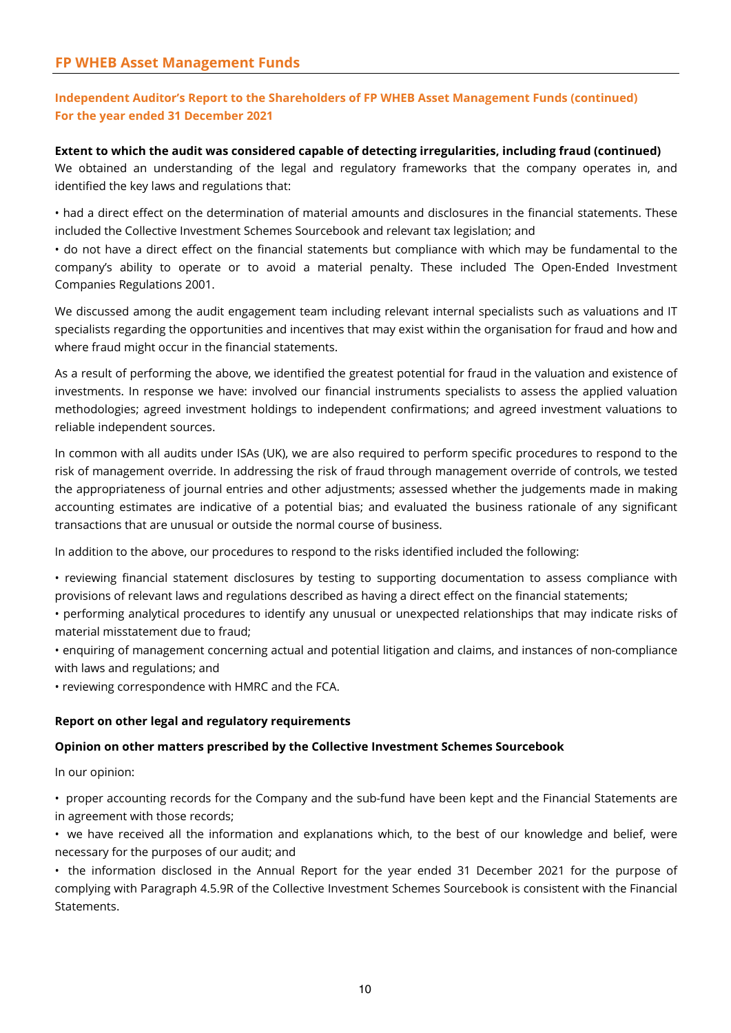## Independent Auditor's Report to the Shareholders of FP WHEB Asset Management Funds (continued)
## For the year ended 31 December 2021

**Extent to which the audit was considered capable of detecting irregularities, including fraud (continued)**

We obtained an understanding of the legal and regulatory frameworks that the company operates in, and identified the key laws and regulations that:

• had a direct effect on the determination of material amounts and disclosures in the financial statements. These included the Collective Investment Schemes Sourcebook and relevant tax legislation; and

• do not have a direct effect on the financial statements but compliance with which may be fundamental to the company's ability to operate or to avoid a material penalty. These included The Open-Ended Investment Companies Regulations 2001.

We discussed among the audit engagement team including relevant internal specialists such as valuations and IT specialists regarding the opportunities and incentives that may exist within the organisation for fraud and how and where fraud might occur in the financial statements.

As a result of performing the above, we identified the greatest potential for fraud in the valuation and existence of investments. In response we have: involved our financial instruments specialists to assess the applied valuation methodologies; agreed investment holdings to independent confirmations; and agreed investment valuations to reliable independent sources.

In common with all audits under ISAs (UK), we are also required to perform specific procedures to respond to the risk of management override. In addressing the risk of fraud through management override of controls, we tested the appropriateness of journal entries and other adjustments; assessed whether the judgements made in making accounting estimates are indicative of a potential bias; and evaluated the business rationale of any significant transactions that are unusual or outside the normal course of business.

In addition to the above, our procedures to respond to the risks identified included the following:

• reviewing financial statement disclosures by testing to supporting documentation to assess compliance with provisions of relevant laws and regulations described as having a direct effect on the financial statements;

• performing analytical procedures to identify any unusual or unexpected relationships that may indicate risks of material misstatement due to fraud;

• enquiring of management concerning actual and potential litigation and claims, and instances of non-compliance with laws and regulations; and

• reviewing correspondence with HMRC and the FCA.

**Report on other legal and regulatory requirements**

**Opinion on other matters prescribed by the Collective Investment Schemes Sourcebook**

In our opinion:

• proper accounting records for the Company and the sub-fund have been kept and the Financial Statements are in agreement with those records;

• we have received all the information and explanations which, to the best of our knowledge and belief, were necessary for the purposes of our audit; and

• the information disclosed in the Annual Report for the year ended 31 December 2021 for the purpose of complying with Paragraph 4.5.9R of the Collective Investment Schemes Sourcebook is consistent with the Financial Statements.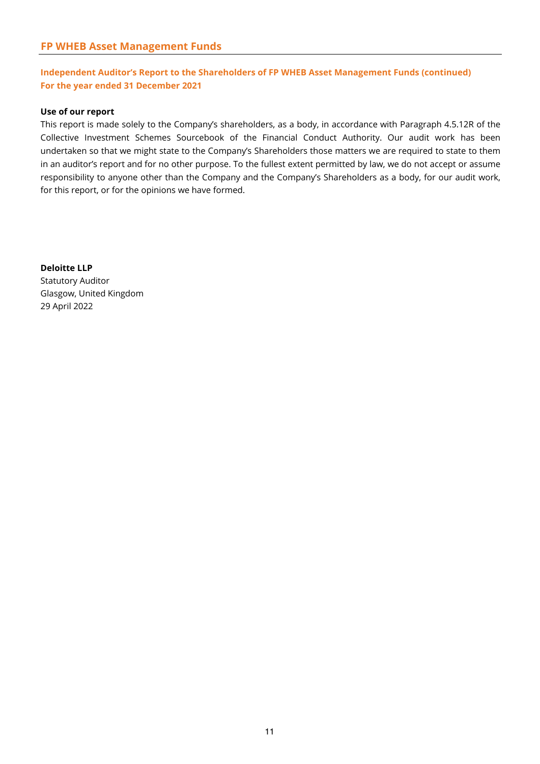## Independent Auditor's Report to the Shareholders of FP WHEB Asset Management Funds (continued)
## For the year ended 31 December 2021

**Use of our report**

This report is made solely to the Company's shareholders, as a body, in accordance with Paragraph 4.5.12R of the Collective Investment Schemes Sourcebook of the Financial Conduct Authority. Our audit work has been undertaken so that we might state to the Company's Shareholders those matters we are required to state to them in an auditor's report and for no other purpose. To the fullest extent permitted by law, we do not accept or assume responsibility to anyone other than the Company and the Company's Shareholders as a body, for our audit work, for this report, or for the opinions we have formed.

**Deloitte LLP**
Statutory Auditor
Glasgow, United Kingdom
29 April 2022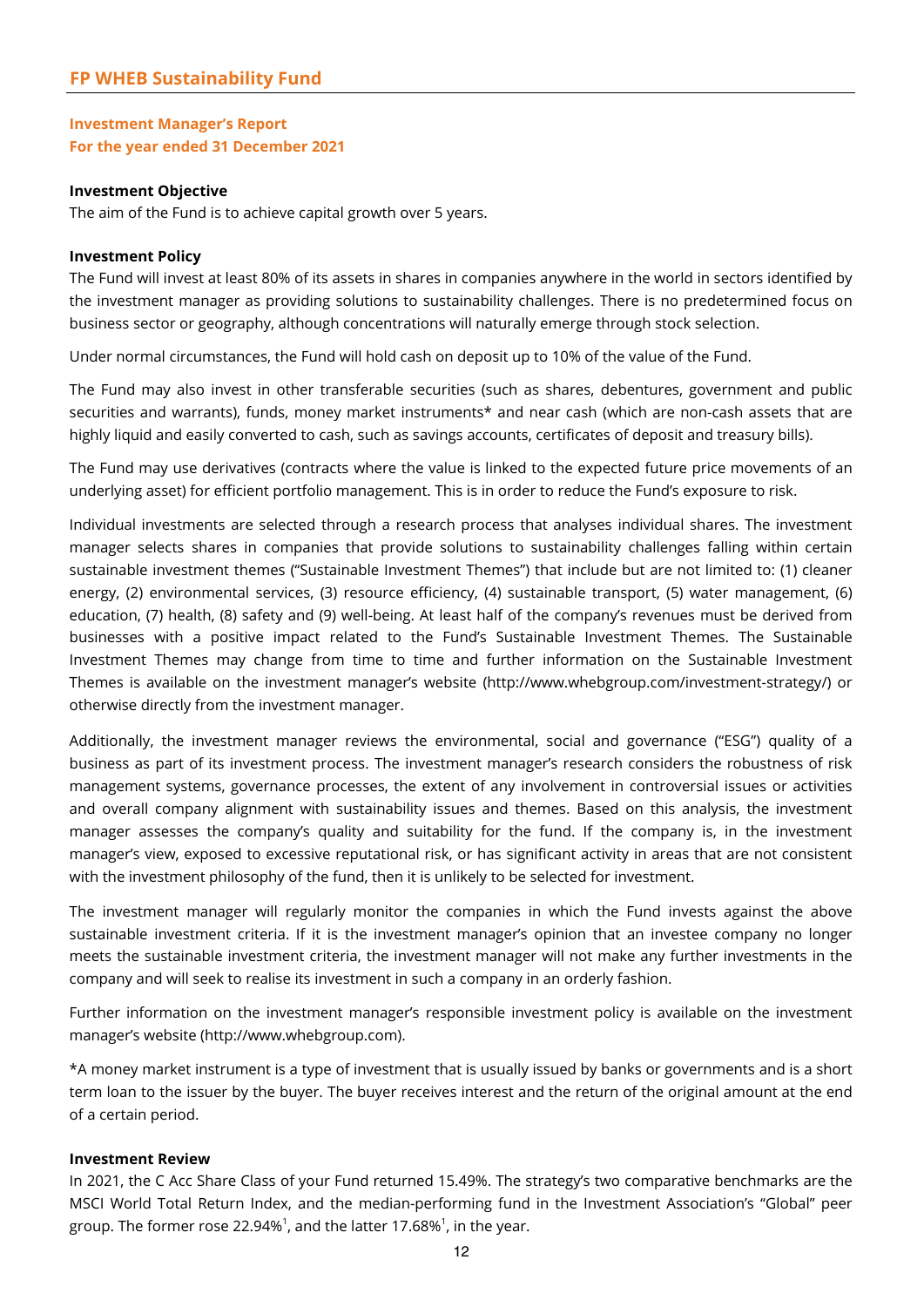## Investment Manager's Report
### For the year ended 31 December 2021

**Investment Objective**

The aim of the Fund is to achieve capital growth over 5 years.

**Investment Policy**

The Fund will invest at least 80% of its assets in shares in companies anywhere in the world in sectors identified by the investment manager as providing solutions to sustainability challenges. There is no predetermined focus on business sector or geography, although concentrations will naturally emerge through stock selection.

Under normal circumstances, the Fund will hold cash on deposit up to 10% of the value of the Fund.

The Fund may also invest in other transferable securities (such as shares, debentures, government and public securities and warrants), funds, money market instruments* and near cash (which are non-cash assets that are highly liquid and easily converted to cash, such as savings accounts, certificates of deposit and treasury bills).

The Fund may use derivatives (contracts where the value is linked to the expected future price movements of an underlying asset) for efficient portfolio management. This is in order to reduce the Fund's exposure to risk.

Individual investments are selected through a research process that analyses individual shares. The investment manager selects shares in companies that provide solutions to sustainability challenges falling within certain sustainable investment themes ("Sustainable Investment Themes") that include but are not limited to: (1) cleaner energy, (2) environmental services, (3) resource efficiency, (4) sustainable transport, (5) water management, (6) education, (7) health, (8) safety and (9) well-being. At least half of the company's revenues must be derived from businesses with a positive impact related to the Fund's Sustainable Investment Themes. The Sustainable Investment Themes may change from time to time and further information on the Sustainable Investment Themes is available on the investment manager's website (http://www.whebgroup.com/investment-strategy/) or otherwise directly from the investment manager.

Additionally, the investment manager reviews the environmental, social and governance ("ESG") quality of a business as part of its investment process. The investment manager's research considers the robustness of risk management systems, governance processes, the extent of any involvement in controversial issues or activities and overall company alignment with sustainability issues and themes. Based on this analysis, the investment manager assesses the company's quality and suitability for the fund. If the company is, in the investment manager's view, exposed to excessive reputational risk, or has significant activity in areas that are not consistent with the investment philosophy of the fund, then it is unlikely to be selected for investment.

The investment manager will regularly monitor the companies in which the Fund invests against the above sustainable investment criteria. If it is the investment manager's opinion that an investee company no longer meets the sustainable investment criteria, the investment manager will not make any further investments in the company and will seek to realise its investment in such a company in an orderly fashion.

Further information on the investment manager's responsible investment policy is available on the investment manager's website (http://www.whebgroup.com).

*A money market instrument is a type of investment that is usually issued by banks or governments and is a short term loan to the issuer by the buyer. The buyer receives interest and the return of the original amount at the end of a certain period.

**Investment Review**

In 2021, the C Acc Share Class of your Fund returned 15.49%. The strategy's two comparative benchmarks are the MSCI World Total Return Index, and the median-performing fund in the Investment Association's "Global" peer group. The former rose 22.94%[1], and the latter 17.68%[1], in the year.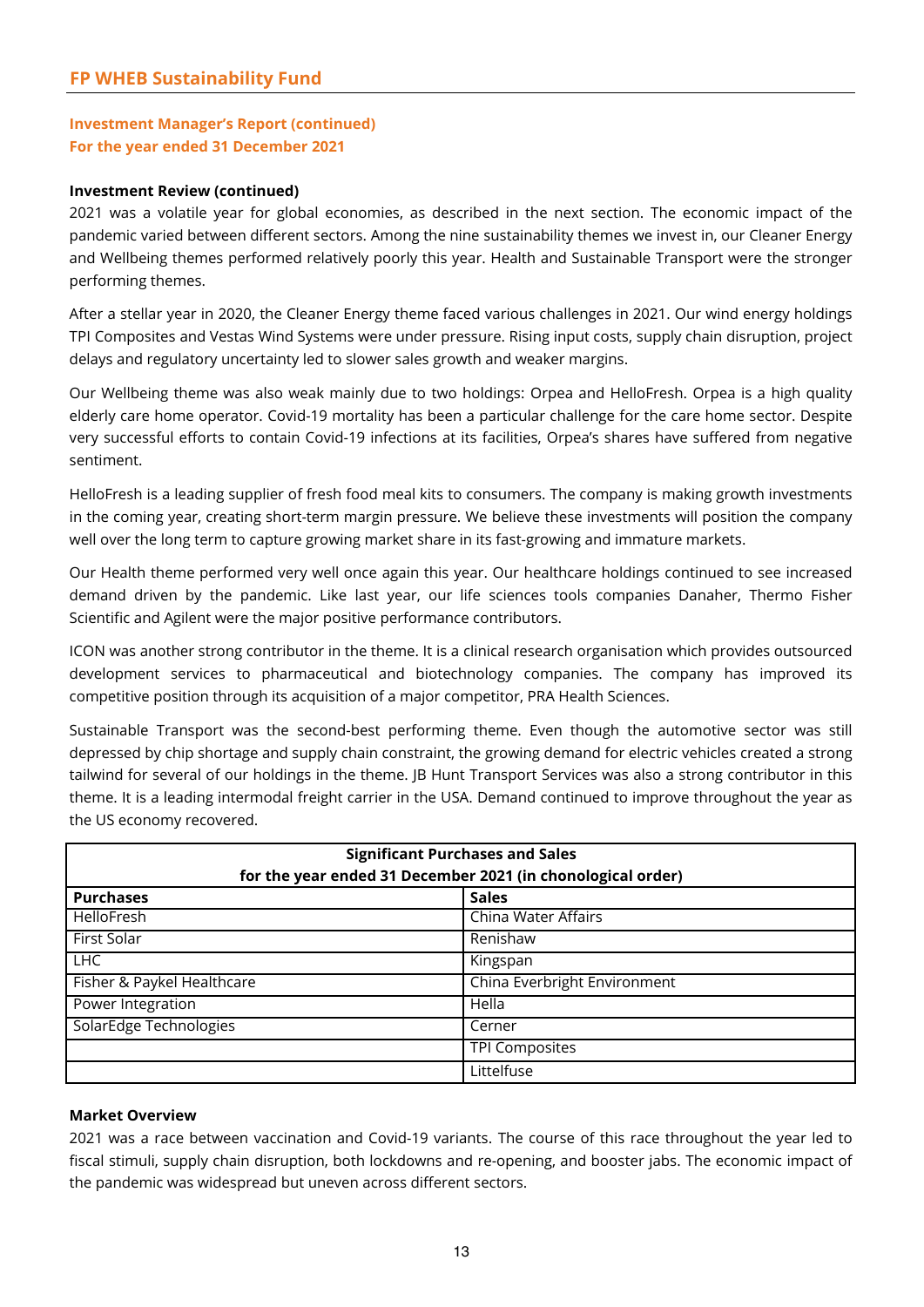## Investment Manager's Report (continued)
### For the year ended 31 December 2021

**Investment Review (continued)**

2021 was a volatile year for global economies, as described in the next section. The economic impact of the pandemic varied between different sectors. Among the nine sustainability themes we invest in, our Cleaner Energy and Wellbeing themes performed relatively poorly this year. Health and Sustainable Transport were the stronger performing themes.

After a stellar year in 2020, the Cleaner Energy theme faced various challenges in 2021. Our wind energy holdings TPI Composites and Vestas Wind Systems were under pressure. Rising input costs, supply chain disruption, project delays and regulatory uncertainty led to slower sales growth and weaker margins.

Our Wellbeing theme was also weak mainly due to two holdings: Orpea and HelloFresh. Orpea is a high quality elderly care home operator. Covid-19 mortality has been a particular challenge for the care home sector. Despite very successful efforts to contain Covid-19 infections at its facilities, Orpea's shares have suffered from negative sentiment.

HelloFresh is a leading supplier of fresh food meal kits to consumers. The company is making growth investments in the coming year, creating short-term margin pressure. We believe these investments will position the company well over the long term to capture growing market share in its fast-growing and immature markets.

Our Health theme performed very well once again this year. Our healthcare holdings continued to see increased demand driven by the pandemic. Like last year, our life sciences tools companies Danaher, Thermo Fisher Scientific and Agilent were the major positive performance contributors.

ICON was another strong contributor in the theme. It is a clinical research organisation which provides outsourced development services to pharmaceutical and biotechnology companies. The company has improved its competitive position through its acquisition of a major competitor, PRA Health Sciences.

Sustainable Transport was the second-best performing theme. Even though the automotive sector was still depressed by chip shortage and supply chain constraint, the growing demand for electric vehicles created a strong tailwind for several of our holdings in the theme. JB Hunt Transport Services was also a strong contributor in this theme. It is a leading intermodal freight carrier in the USA. Demand continued to improve throughout the year as the US economy recovered.

| Significant Purchases and Sales for the year ended 31 December 2021 (in chonological order) | |
|---|---|
| **Purchases** | **Sales** |
| HelloFresh | China Water Affairs |
| First Solar | Renishaw |
| LHC | Kingspan |
| Fisher & Paykel Healthcare | China Everbright Environment |
| Power Integration | Hella |
| SolarEdge Technologies | Cerner |
| | TPI Composites |
| | Littelfuse |

**Market Overview**

2021 was a race between vaccination and Covid-19 variants. The course of this race throughout the year led to fiscal stimuli, supply chain disruption, both lockdowns and re-opening, and booster jabs. The economic impact of the pandemic was widespread but uneven across different sectors.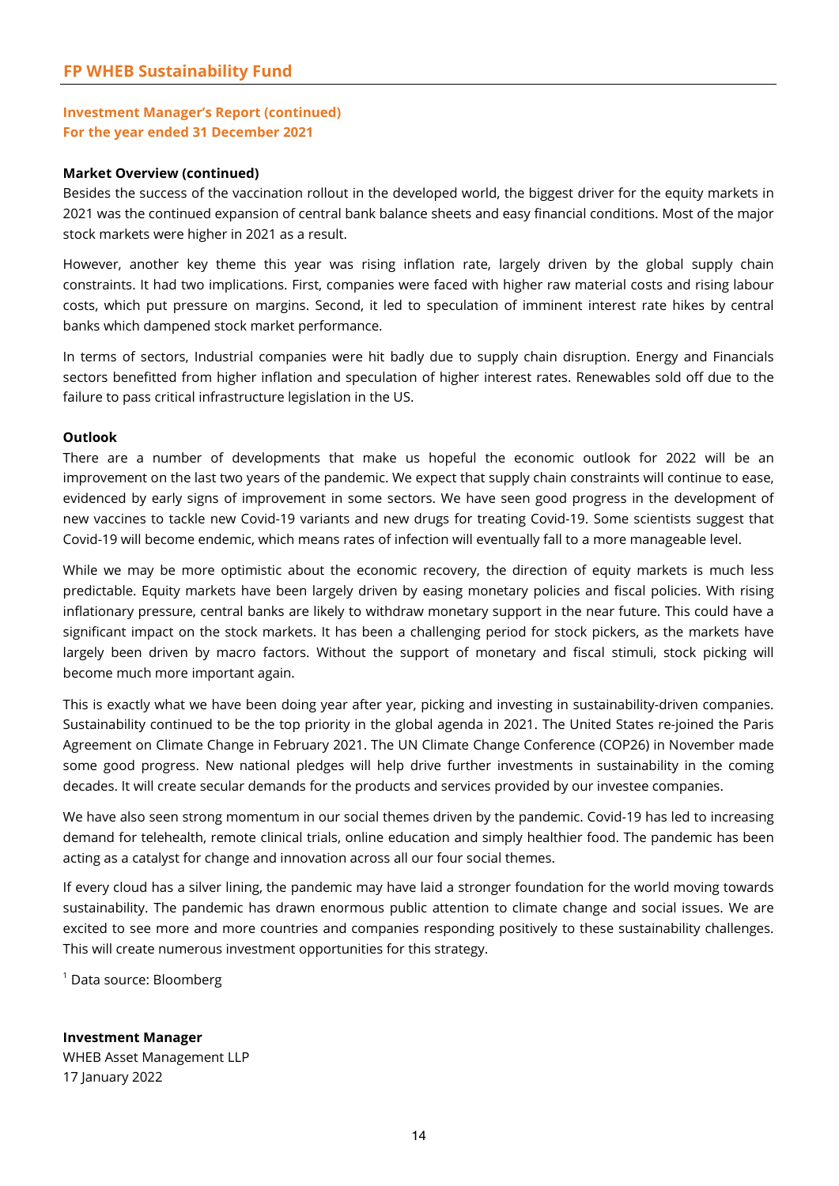**Investment Manager's Report (continued)**
**For the year ended 31 December 2021**

**Market Overview (continued)**

Besides the success of the vaccination rollout in the developed world, the biggest driver for the equity markets in 2021 was the continued expansion of central bank balance sheets and easy financial conditions. Most of the major stock markets were higher in 2021 as a result.

However, another key theme this year was rising inflation rate, largely driven by the global supply chain constraints. It had two implications. First, companies were faced with higher raw material costs and rising labour costs, which put pressure on margins. Second, it led to speculation of imminent interest rate hikes by central banks which dampened stock market performance.

In terms of sectors, Industrial companies were hit badly due to supply chain disruption. Energy and Financials sectors benefitted from higher inflation and speculation of higher interest rates. Renewables sold off due to the failure to pass critical infrastructure legislation in the US.

**Outlook**

There are a number of developments that make us hopeful the economic outlook for 2022 will be an improvement on the last two years of the pandemic. We expect that supply chain constraints will continue to ease, evidenced by early signs of improvement in some sectors. We have seen good progress in the development of new vaccines to tackle new Covid-19 variants and new drugs for treating Covid-19. Some scientists suggest that Covid-19 will become endemic, which means rates of infection will eventually fall to a more manageable level.

While we may be more optimistic about the economic recovery, the direction of equity markets is much less predictable. Equity markets have been largely driven by easing monetary policies and fiscal policies. With rising inflationary pressure, central banks are likely to withdraw monetary support in the near future. This could have a significant impact on the stock markets. It has been a challenging period for stock pickers, as the markets have largely been driven by macro factors. Without the support of monetary and fiscal stimuli, stock picking will become much more important again.

This is exactly what we have been doing year after year, picking and investing in sustainability-driven companies. Sustainability continued to be the top priority in the global agenda in 2021. The United States re-joined the Paris Agreement on Climate Change in February 2021. The UN Climate Change Conference (COP26) in November made some good progress. New national pledges will help drive further investments in sustainability in the coming decades. It will create secular demands for the products and services provided by our investee companies.

We have also seen strong momentum in our social themes driven by the pandemic. Covid-19 has led to increasing demand for telehealth, remote clinical trials, online education and simply healthier food. The pandemic has been acting as a catalyst for change and innovation across all our four social themes.

If every cloud has a silver lining, the pandemic may have laid a stronger foundation for the world moving towards sustainability. The pandemic has drawn enormous public attention to climate change and social issues. We are excited to see more and more countries and companies responding positively to these sustainability challenges. This will create numerous investment opportunities for this strategy.

[1] Data source: Bloomberg

**Investment Manager**
WHEB Asset Management LLP
17 January 2022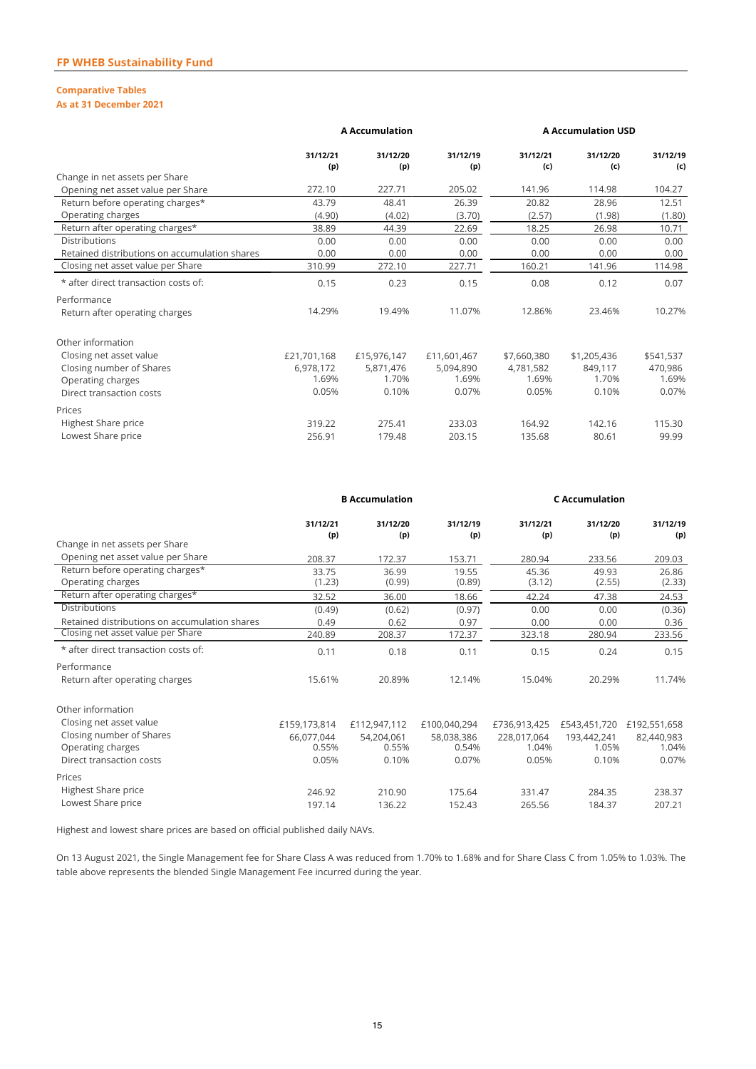## FP WHEB Sustainability Fund

### Comparative Tables
**As at 31 December 2021**

| | A Accumulation | | | A Accumulation USD | | |
|---|---|---|---|---|---|---|
| | **31/12/21 (p)** | **31/12/20 (p)** | **31/12/19 (p)** | **31/12/21 (c)** | **31/12/20 (c)** | **31/12/19 (c)** |
| Change in net assets per Share | | | | | | |
| Opening net asset value per Share | 272.10 | 227.71 | 205.02 | 141.96 | 114.98 | 104.27 |
| Return before operating charges* | 43.79 | 48.41 | 26.39 | 20.82 | 28.96 | 12.51 |
| Operating charges | (4.90) | (4.02) | (3.70) | (2.57) | (1.98) | (1.80) |
| Return after operating charges* | 38.89 | 44.39 | 22.69 | 18.25 | 26.98 | 10.71 |
| Distributions | 0.00 | 0.00 | 0.00 | 0.00 | 0.00 | 0.00 |
| Retained distributions on accumulation shares | 0.00 | 0.00 | 0.00 | 0.00 | 0.00 | 0.00 |
| Closing net asset value per Share | 310.99 | 272.10 | 227.71 | 160.21 | 141.96 | 114.98 |
| * after direct transaction costs of: | 0.15 | 0.23 | 0.15 | 0.08 | 0.12 | 0.07 |
| Performance | | | | | | |
| Return after operating charges | 14.29% | 19.49% | 11.07% | 12.86% | 23.46% | 10.27% |
| Other information | | | | | | |
| Closing net asset value | £21,701,168 | £15,976,147 | £11,601,467 | $7,660,380 | $1,205,436 | $541,537 |
| Closing number of Shares | 6,978,172 | 5,871,476 | 5,094,890 | 4,781,582 | 849,117 | 470,986 |
| Operating charges | 1.69% | 1.70% | 1.69% | 1.69% | 1.70% | 1.69% |
| Direct transaction costs | 0.05% | 0.10% | 0.07% | 0.05% | 0.10% | 0.07% |
| Prices | | | | | | |
| Highest Share price | 319.22 | 275.41 | 233.03 | 164.92 | 142.16 | 115.30 |
| Lowest Share price | 256.91 | 179.48 | 203.15 | 135.68 | 80.61 | 99.99 |

| | B Accumulation | | | C Accumulation | | |
|---|---|---|---|---|---|---|
| | **31/12/21 (p)** | **31/12/20 (p)** | **31/12/19 (p)** | **31/12/21 (p)** | **31/12/20 (p)** | **31/12/19 (p)** |
| Change in net assets per Share | | | | | | |
| Opening net asset value per Share | 208.37 | 172.37 | 153.71 | 280.94 | 233.56 | 209.03 |
| Return before operating charges* | 33.75 | 36.99 | 19.55 | 45.36 | 49.93 | 26.86 |
| Operating charges | (1.23) | (0.99) | (0.89) | (3.12) | (2.55) | (2.33) |
| Return after operating charges* | 32.52 | 36.00 | 18.66 | 42.24 | 47.38 | 24.53 |
| Distributions | (0.49) | (0.62) | (0.97) | 0.00 | 0.00 | (0.36) |
| Retained distributions on accumulation shares | 0.49 | 0.62 | 0.97 | 0.00 | 0.00 | 0.36 |
| Closing net asset value per Share | 240.89 | 208.37 | 172.37 | 323.18 | 280.94 | 233.56 |
| * after direct transaction costs of: | 0.11 | 0.18 | 0.11 | 0.15 | 0.24 | 0.15 |
| Performance | | | | | | |
| Return after operating charges | 15.61% | 20.89% | 12.14% | 15.04% | 20.29% | 11.74% |
| Other information | | | | | | |
| Closing net asset value | £159,173,814 | £112,947,112 | £100,040,294 | £736,913,425 | £543,451,720 | £192,551,658 |
| Closing number of Shares | 66,077,044 | 54,204,061 | 58,038,386 | 228,017,064 | 193,442,241 | 82,440,983 |
| Operating charges | 0.55% | 0.55% | 0.54% | 1.04% | 1.05% | 1.04% |
| Direct transaction costs | 0.05% | 0.10% | 0.07% | 0.05% | 0.10% | 0.07% |
| Prices | | | | | | |
| Highest Share price | 246.92 | 210.90 | 175.64 | 331.47 | 284.35 | 238.37 |
| Lowest Share price | 197.14 | 136.22 | 152.43 | 265.56 | 184.37 | 207.21 |

Highest and lowest share prices are based on official published daily NAVs.

On 13 August 2021, the Single Management fee for Share Class A was reduced from 1.70% to 1.68% and for Share Class C from 1.05% to 1.03%. The table above represents the blended Single Management Fee incurred during the year.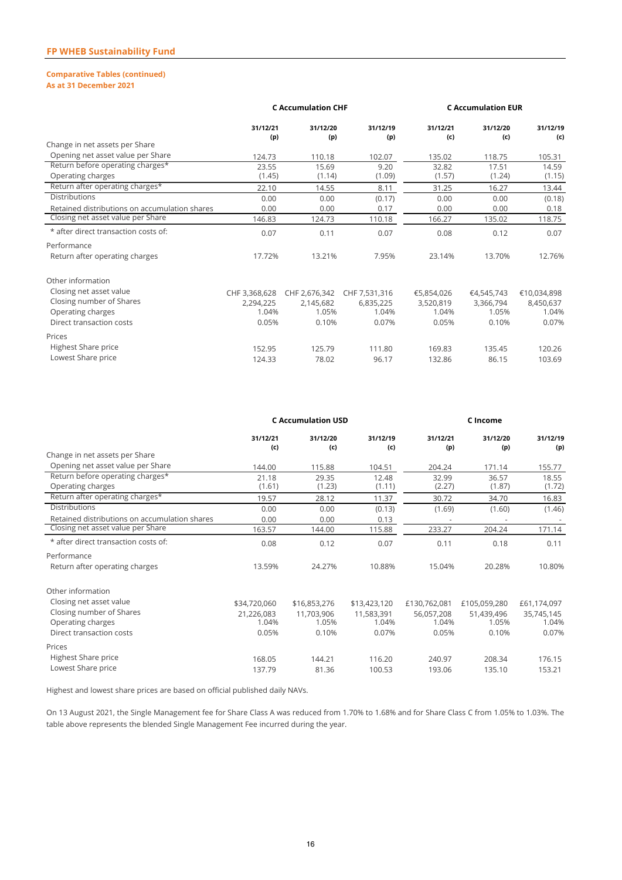## FP WHEB Sustainability Fund

**Comparative Tables (continued)**
**As at 31 December 2021**

| | C Accumulation CHF | | | C Accumulation EUR | | |
|---|---|---|---|---|---|---|
| | 31/12/21 (p) | 31/12/20 (p) | 31/12/19 (p) | 31/12/21 (c) | 31/12/20 (c) | 31/12/19 (c) |
| Change in net assets per Share | | | | | | |
| Opening net asset value per Share | 124.73 | 110.18 | 102.07 | 135.02 | 118.75 | 105.31 |
| Return before operating charges* | 23.55 | 15.69 | 9.20 | 32.82 | 17.51 | 14.59 |
| Operating charges | (1.45) | (1.14) | (1.09) | (1.57) | (1.24) | (1.15) |
| Return after operating charges* | 22.10 | 14.55 | 8.11 | 31.25 | 16.27 | 13.44 |
| Distributions | 0.00 | 0.00 | (0.17) | 0.00 | 0.00 | (0.18) |
| Retained distributions on accumulation shares | 0.00 | 0.00 | 0.17 | 0.00 | 0.00 | 0.18 |
| Closing net asset value per Share | 146.83 | 124.73 | 110.18 | 166.27 | 135.02 | 118.75 |
| * after direct transaction costs of: | 0.07 | 0.11 | 0.07 | 0.08 | 0.12 | 0.07 |
| Performance | | | | | | |
| Return after operating charges | 17.72% | 13.21% | 7.95% | 23.14% | 13.70% | 12.76% |
| Other information | | | | | | |
| Closing net asset value | CHF 3,368,628 | CHF 2,676,342 | CHF 7,531,316 | €5,854,026 | €4,545,743 | €10,034,898 |
| Closing number of Shares | 2,294,225 | 2,145,682 | 6,835,225 | 3,520,819 | 3,366,794 | 8,450,637 |
| Operating charges | 1.04% | 1.05% | 1.04% | 1.04% | 1.05% | 1.04% |
| Direct transaction costs | 0.05% | 0.10% | 0.07% | 0.05% | 0.10% | 0.07% |
| Prices | | | | | | |
| Highest Share price | 152.95 | 125.79 | 111.80 | 169.83 | 135.45 | 120.26 |
| Lowest Share price | 124.33 | 78.02 | 96.17 | 132.86 | 86.15 | 103.69 |

| | C Accumulation USD | | | C Income | | |
|---|---|---|---|---|---|---|
| | 31/12/21 (c) | 31/12/20 (c) | 31/12/19 (c) | 31/12/21 (p) | 31/12/20 (p) | 31/12/19 (p) |
| Change in net assets per Share | | | | | | |
| Opening net asset value per Share | 144.00 | 115.88 | 104.51 | 204.24 | 171.14 | 155.77 |
| Return before operating charges* | 21.18 | 29.35 | 12.48 | 32.99 | 36.57 | 18.55 |
| Operating charges | (1.61) | (1.23) | (1.11) | (2.27) | (1.87) | (1.72) |
| Return after operating charges* | 19.57 | 28.12 | 11.37 | 30.72 | 34.70 | 16.83 |
| Distributions | 0.00 | 0.00 | (0.13) | (1.69) | (1.60) | (1.46) |
| Retained distributions on accumulation shares | 0.00 | 0.00 | 0.13 | - | - | - |
| Closing net asset value per Share | 163.57 | 144.00 | 115.88 | 233.27 | 204.24 | 171.14 |
| * after direct transaction costs of: | 0.08 | 0.12 | 0.07 | 0.11 | 0.18 | 0.11 |
| Performance | | | | | | |
| Return after operating charges | 13.59% | 24.27% | 10.88% | 15.04% | 20.28% | 10.80% |
| Other information | | | | | | |
| Closing net asset value | $34,720,060 | $16,853,276 | $13,423,120 | £130,762,081 | £105,059,280 | £61,174,097 |
| Closing number of Shares | 21,226,083 | 11,703,906 | 11,583,391 | 56,057,208 | 51,439,496 | 35,745,145 |
| Operating charges | 1.04% | 1.05% | 1.04% | 1.04% | 1.05% | 1.04% |
| Direct transaction costs | 0.05% | 0.10% | 0.07% | 0.05% | 0.10% | 0.07% |
| Prices | | | | | | |
| Highest Share price | 168.05 | 144.21 | 116.20 | 240.97 | 208.34 | 176.15 |
| Lowest Share price | 137.79 | 81.36 | 100.53 | 193.06 | 135.10 | 153.21 |

Highest and lowest share prices are based on official published daily NAVs.

On 13 August 2021, the Single Management fee for Share Class A was reduced from 1.70% to 1.68% and for Share Class C from 1.05% to 1.03%. The table above represents the blended Single Management Fee incurred during the year.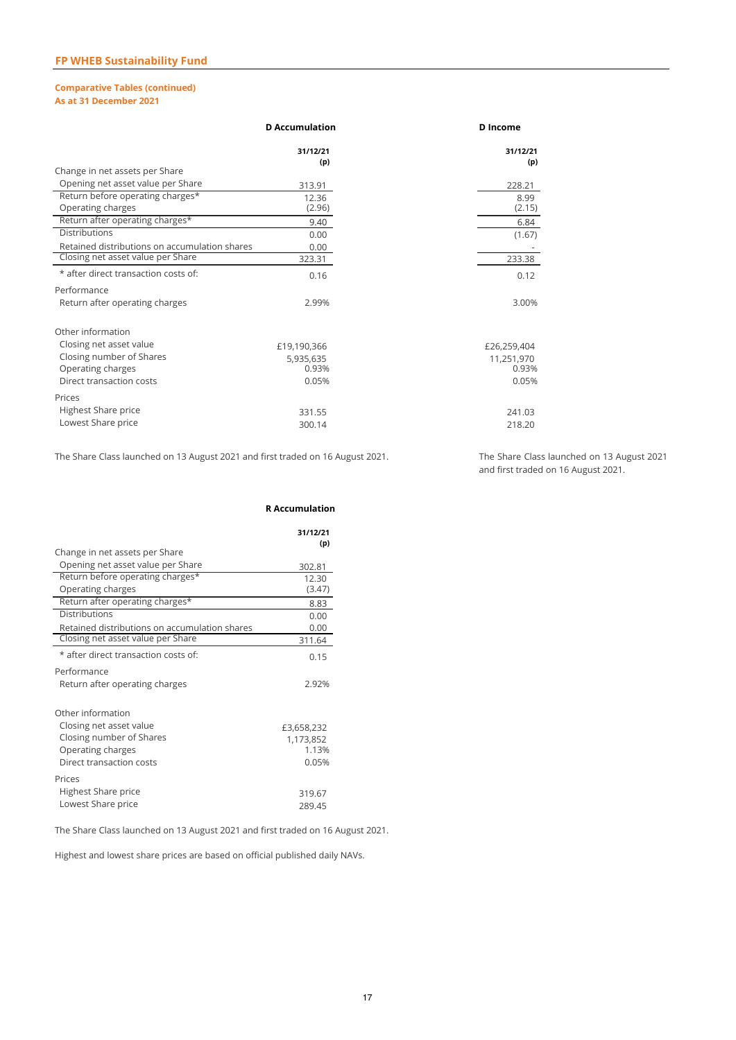## FP WHEB Sustainability Fund

### Comparative Tables (continued)
### As at 31 December 2021

| | D Accumulation | D Income |
|---|---|---|
| | 31/12/21 (p) | 31/12/21 (p) |
| **Change in net assets per Share** | | |
| Opening net asset value per Share | 313.91 | 228.21 |
| Return before operating charges* | 12.36 | 8.99 |
| Operating charges | (2.96) | (2.15) |
| Return after operating charges* | 9.40 | 6.84 |
| Distributions | 0.00 | (1.67) |
| Retained distributions on accumulation shares | 0.00 | - |
| Closing net asset value per Share | 323.31 | 233.38 |
| * after direct transaction costs of: | 0.16 | 0.12 |
| **Performance** | | |
| Return after operating charges | 2.99% | 3.00% |
| **Other information** | | |
| Closing net asset value | £19,190,366 | £26,259,404 |
| Closing number of Shares | 5,935,635 | 11,251,970 |
| Operating charges | 0.93% | 0.93% |
| Direct transaction costs | 0.05% | 0.05% |
| **Prices** | | |
| Highest Share price | 331.55 | 241.03 |
| Lowest Share price | 300.14 | 218.20 |

D Accumulation: The Share Class launched on 13 August 2021 and first traded on 16 August 2021.

D Income: The Share Class launched on 13 August 2021 and first traded on 16 August 2021.

| | R Accumulation |
|---|---|
| | 31/12/21 (p) |
| **Change in net assets per Share** | |
| Opening net asset value per Share | 302.81 |
| Return before operating charges* | 12.30 |
| Operating charges | (3.47) |
| Return after operating charges* | 8.83 |
| Distributions | 0.00 |
| Retained distributions on accumulation shares | 0.00 |
| Closing net asset value per Share | 311.64 |
| * after direct transaction costs of: | 0.15 |
| **Performance** | |
| Return after operating charges | 2.92% |
| **Other information** | |
| Closing net asset value | £3,658,232 |
| Closing number of Shares | 1,173,852 |
| Operating charges | 1.13% |
| Direct transaction costs | 0.05% |
| **Prices** | |
| Highest Share price | 319.67 |
| Lowest Share price | 289.45 |

The Share Class launched on 13 August 2021 and first traded on 16 August 2021.

Highest and lowest share prices are based on official published daily NAVs.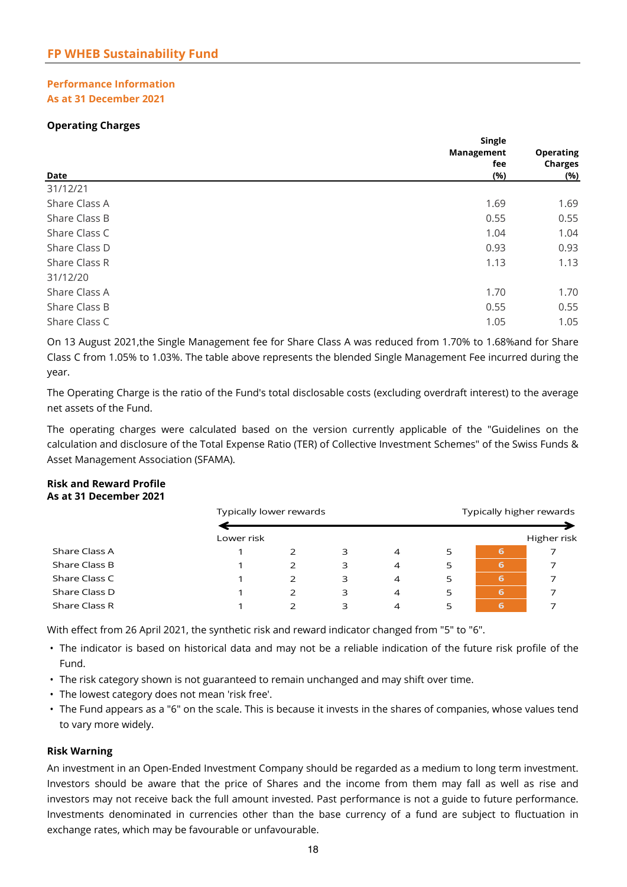## FP WHEB Sustainability Fund

### Performance Information
### As at 31 December 2021

**Operating Charges**

| Date | Single Management fee (%) | Operating Charges (%) |
|---|---|---|
| 31/12/21 | | |
| Share Class A | 1.69 | 1.69 |
| Share Class B | 0.55 | 0.55 |
| Share Class C | 1.04 | 1.04 |
| Share Class D | 0.93 | 0.93 |
| Share Class R | 1.13 | 1.13 |
| 31/12/20 | | |
| Share Class A | 1.70 | 1.70 |
| Share Class B | 0.55 | 0.55 |
| Share Class C | 1.05 | 1.05 |

On 13 August 2021,the Single Management fee for Share Class A was reduced from 1.70% to 1.68%and for Share Class C from 1.05% to 1.03%. The table above represents the blended Single Management Fee incurred during the year.

The Operating Charge is the ratio of the Fund's total disclosable costs (excluding overdraft interest) to the average net assets of the Fund.

The operating charges were calculated based on the version currently applicable of the "Guidelines on the calculation and disclosure of the Total Expense Ratio (TER) of Collective Investment Schemes" of the Swiss Funds & Asset Management Association (SFAMA).

**Risk and Reward Profile**
**As at 31 December 2021**

| | Typically lower rewards | | | | | | Typically higher rewards |
|---|---|---|---|---|---|---|---|
| | Lower risk | | | | | | Higher risk |
| Share Class A | 1 | 2 | 3 | 4 | 5 | **6** | 7 |
| Share Class B | 1 | 2 | 3 | 4 | 5 | **6** | 7 |
| Share Class C | 1 | 2 | 3 | 4 | 5 | **6** | 7 |
| Share Class D | 1 | 2 | 3 | 4 | 5 | **6** | 7 |
| Share Class R | 1 | 2 | 3 | 4 | 5 | **6** | 7 |

With effect from 26 April 2021, the synthetic risk and reward indicator changed from "5" to "6".

- The indicator is based on historical data and may not be a reliable indication of the future risk profile of the Fund.
- The risk category shown is not guaranteed to remain unchanged and may shift over time.
- The lowest category does not mean 'risk free'.
- The Fund appears as a "6" on the scale. This is because it invests in the shares of companies, whose values tend to vary more widely.

**Risk Warning**

An investment in an Open-Ended Investment Company should be regarded as a medium to long term investment. Investors should be aware that the price of Shares and the income from them may fall as well as rise and investors may not receive back the full amount invested. Past performance is not a guide to future performance. Investments denominated in currencies other than the base currency of a fund are subject to fluctuation in exchange rates, which may be favourable or unfavourable.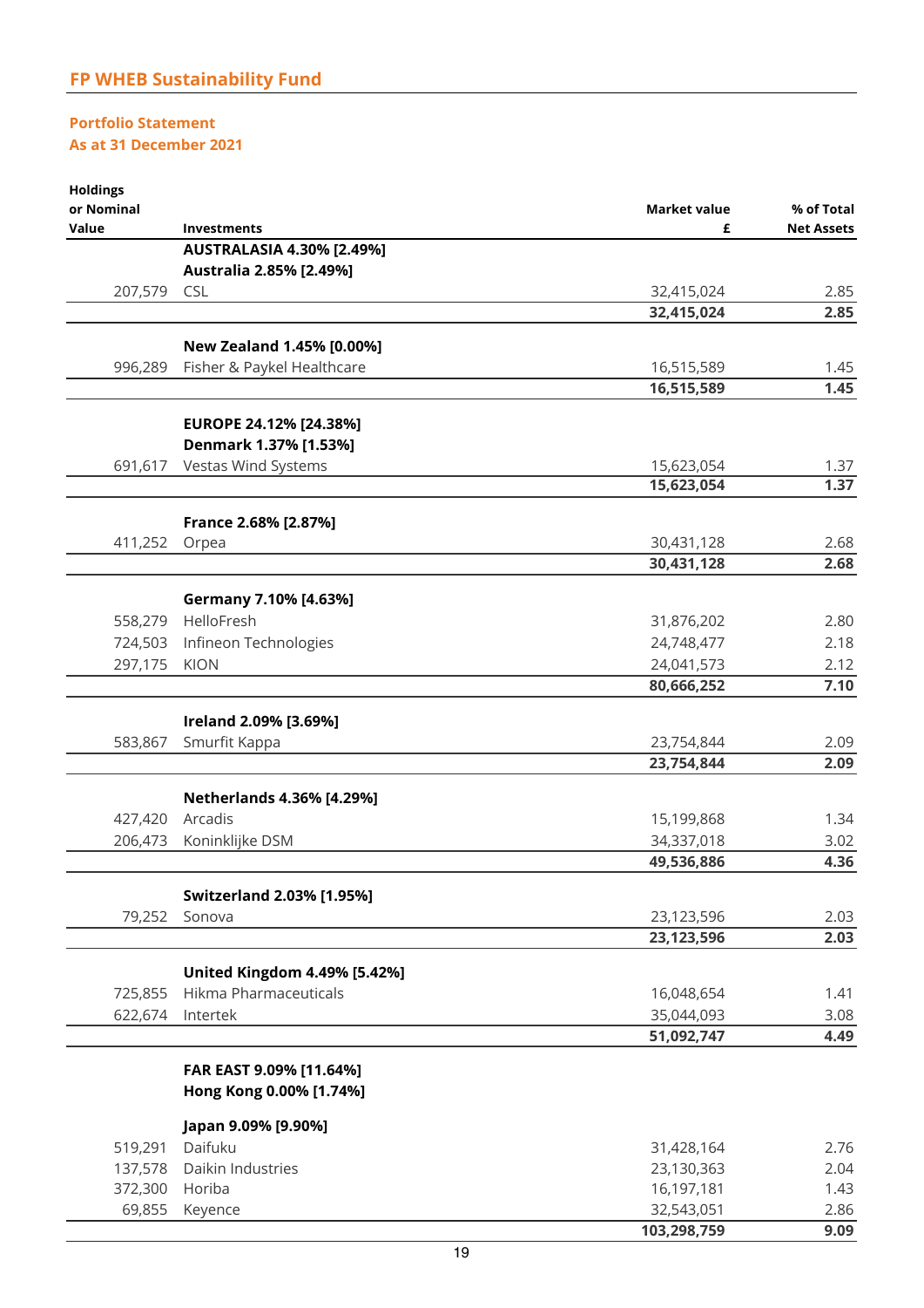# FP WHEB Sustainability Fund

## Portfolio Statement
### As at 31 December 2021

| Holdings or Nominal Value | Investments | Market value £ | % of Total Net Assets |
|---|---|---|---|
| | **AUSTRALASIA 4.30% [2.49%]** | | |
| | **Australia 2.85% [2.49%]** | | |
| 207,579 | CSL | 32,415,024 | 2.85 |
| | | **32,415,024** | **2.85** |
| | **New Zealand 1.45% [0.00%]** | | |
| 996,289 | Fisher & Paykel Healthcare | 16,515,589 | 1.45 |
| | | **16,515,589** | **1.45** |
| | **EUROPE 24.12% [24.38%]** | | |
| | **Denmark 1.37% [1.53%]** | | |
| 691,617 | Vestas Wind Systems | 15,623,054 | 1.37 |
| | | **15,623,054** | **1.37** |
| | **France 2.68% [2.87%]** | | |
| 411,252 | Orpea | 30,431,128 | 2.68 |
| | | **30,431,128** | **2.68** |
| | **Germany 7.10% [4.63%]** | | |
| 558,279 | HelloFresh | 31,876,202 | 2.80 |
| 724,503 | Infineon Technologies | 24,748,477 | 2.18 |
| 297,175 | KION | 24,041,573 | 2.12 |
| | | **80,666,252** | **7.10** |
| | **Ireland 2.09% [3.69%]** | | |
| 583,867 | Smurfit Kappa | 23,754,844 | 2.09 |
| | | **23,754,844** | **2.09** |
| | **Netherlands 4.36% [4.29%]** | | |
| 427,420 | Arcadis | 15,199,868 | 1.34 |
| 206,473 | Koninklijke DSM | 34,337,018 | 3.02 |
| | | **49,536,886** | **4.36** |
| | **Switzerland 2.03% [1.95%]** | | |
| 79,252 | Sonova | 23,123,596 | 2.03 |
| | | **23,123,596** | **2.03** |
| | **United Kingdom 4.49% [5.42%]** | | |
| 725,855 | Hikma Pharmaceuticals | 16,048,654 | 1.41 |
| 622,674 | Intertek | 35,044,093 | 3.08 |
| | | **51,092,747** | **4.49** |
| | **FAR EAST 9.09% [11.64%]** | | |
| | **Hong Kong 0.00% [1.74%]** | | |
| | **Japan 9.09% [9.90%]** | | |
| 519,291 | Daifuku | 31,428,164 | 2.76 |
| 137,578 | Daikin Industries | 23,130,363 | 2.04 |
| 372,300 | Horiba | 16,197,181 | 1.43 |
| 69,855 | Keyence | 32,543,051 | 2.86 |
| | | **103,298,759** | **9.09** |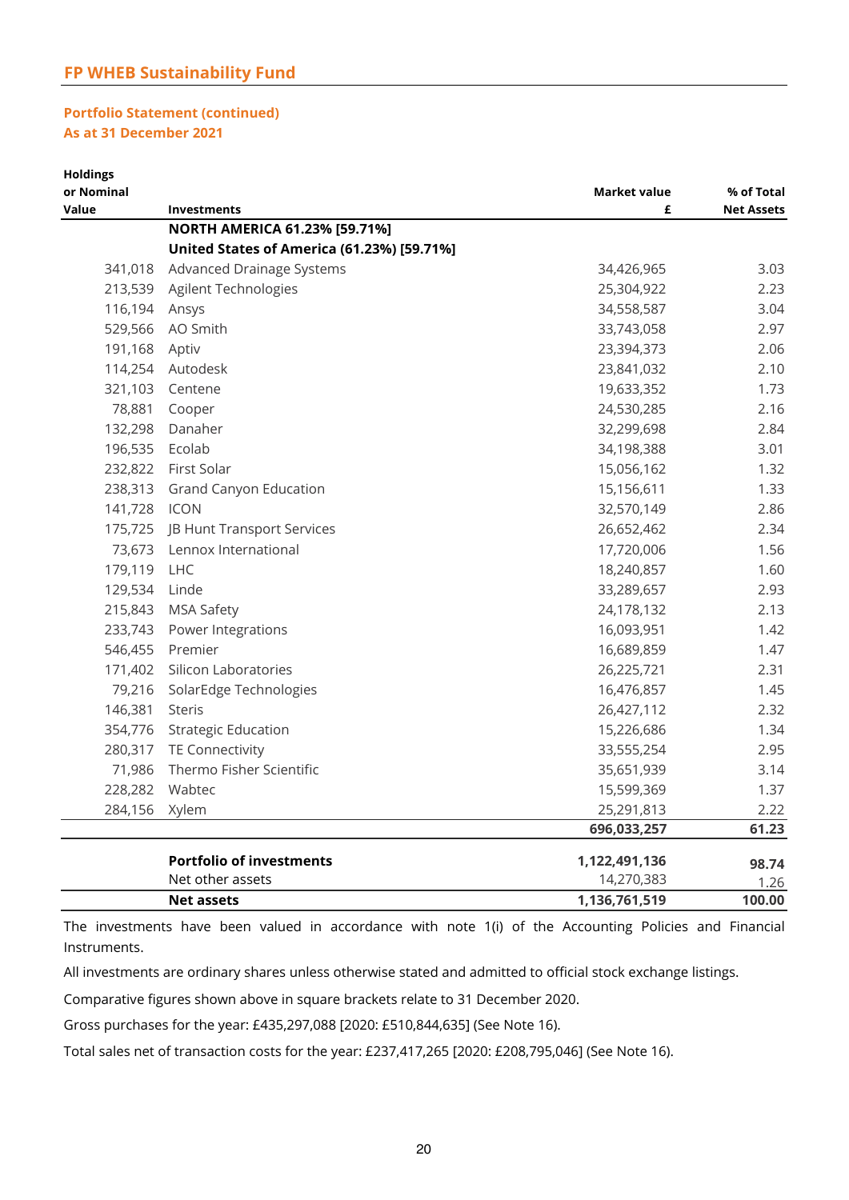## FP WHEB Sustainability Fund

### Portfolio Statement (continued)
### As at 31 December 2021

| Holdings or Nominal Value | Investments | Market value £ | % of Total Net Assets |
|---|---|---|---|
| | **NORTH AMERICA 61.23% [59.71%]** | | |
| | **United States of America (61.23%) [59.71%]** | | |
| 341,018 | Advanced Drainage Systems | 34,426,965 | 3.03 |
| 213,539 | Agilent Technologies | 25,304,922 | 2.23 |
| 116,194 | Ansys | 34,558,587 | 3.04 |
| 529,566 | AO Smith | 33,743,058 | 2.97 |
| 191,168 | Aptiv | 23,394,373 | 2.06 |
| 114,254 | Autodesk | 23,841,032 | 2.10 |
| 321,103 | Centene | 19,633,352 | 1.73 |
| 78,881 | Cooper | 24,530,285 | 2.16 |
| 132,298 | Danaher | 32,299,698 | 2.84 |
| 196,535 | Ecolab | 34,198,388 | 3.01 |
| 232,822 | First Solar | 15,056,162 | 1.32 |
| 238,313 | Grand Canyon Education | 15,156,611 | 1.33 |
| 141,728 | ICON | 32,570,149 | 2.86 |
| 175,725 | JB Hunt Transport Services | 26,652,462 | 2.34 |
| 73,673 | Lennox International | 17,720,006 | 1.56 |
| 179,119 | LHC | 18,240,857 | 1.60 |
| 129,534 | Linde | 33,289,657 | 2.93 |
| 215,843 | MSA Safety | 24,178,132 | 2.13 |
| 233,743 | Power Integrations | 16,093,951 | 1.42 |
| 546,455 | Premier | 16,689,859 | 1.47 |
| 171,402 | Silicon Laboratories | 26,225,721 | 2.31 |
| 79,216 | SolarEdge Technologies | 16,476,857 | 1.45 |
| 146,381 | Steris | 26,427,112 | 2.32 |
| 354,776 | Strategic Education | 15,226,686 | 1.34 |
| 280,317 | TE Connectivity | 33,555,254 | 2.95 |
| 71,986 | Thermo Fisher Scientific | 35,651,939 | 3.14 |
| 228,282 | Wabtec | 15,599,369 | 1.37 |
| 284,156 | Xylem | 25,291,813 | 2.22 |
| | | **696,033,257** | **61.23** |
| | **Portfolio of investments** | **1,122,491,136** | **98.74** |
| | Net other assets | 14,270,383 | 1.26 |
| | **Net assets** | **1,136,761,519** | **100.00** |

The investments have been valued in accordance with note 1(i) of the Accounting Policies and Financial Instruments.

All investments are ordinary shares unless otherwise stated and admitted to official stock exchange listings.

Comparative figures shown above in square brackets relate to 31 December 2020.

Gross purchases for the year: £435,297,088 [2020: £510,844,635] (See Note 16).

Total sales net of transaction costs for the year: £237,417,265 [2020: £208,795,046] (See Note 16).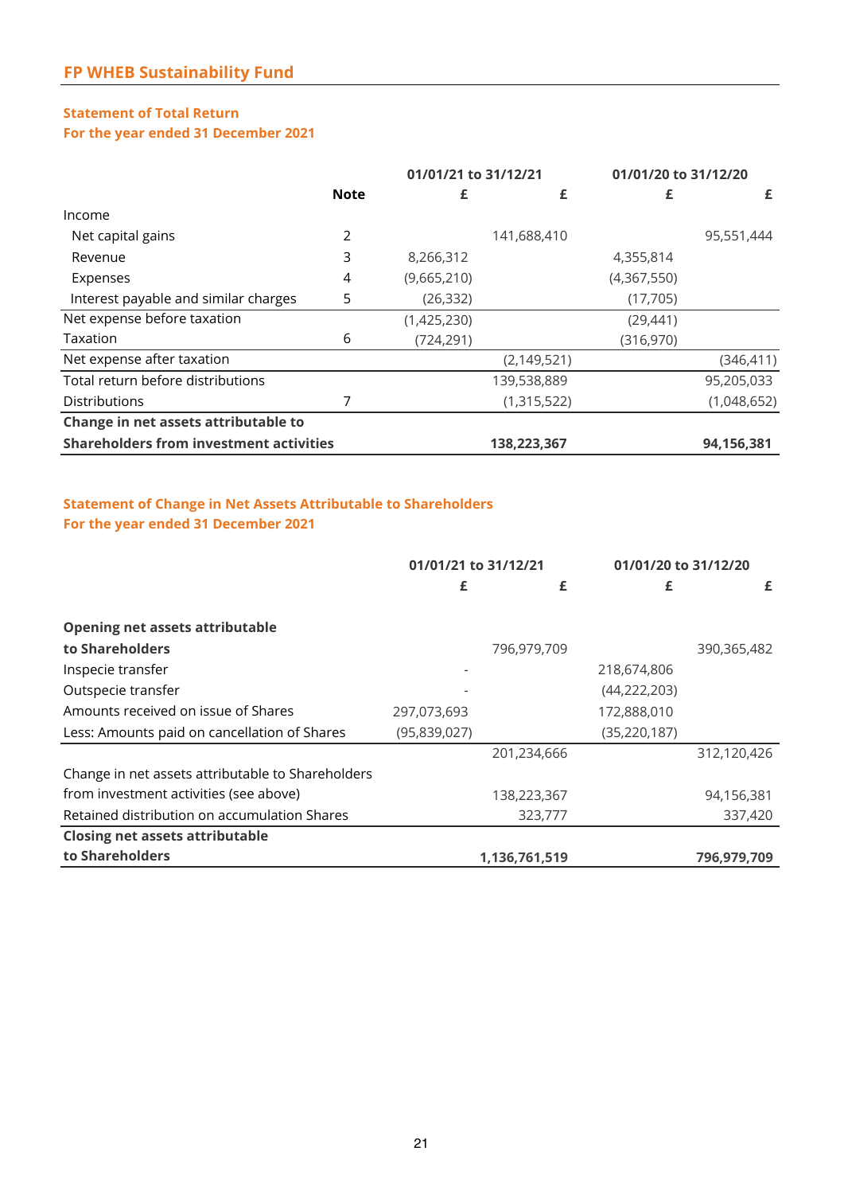## FP WHEB Sustainability Fund

### Statement of Total Return
### For the year ended 31 December 2021

| | Note | 01/01/21 to 31/12/21 | | 01/01/20 to 31/12/20 | |
|---|---|---|---|---|---|
| | | £ | £ | £ | £ |
| Income | | | | | |
| Net capital gains | 2 | | 141,688,410 | | 95,551,444 |
| Revenue | 3 | 8,266,312 | | 4,355,814 | |
| Expenses | 4 | (9,665,210) | | (4,367,550) | |
| Interest payable and similar charges | 5 | (26,332) | | (17,705) | |
| Net expense before taxation | | (1,425,230) | | (29,441) | |
| Taxation | 6 | (724,291) | | (316,970) | |
| Net expense after taxation | | | (2,149,521) | | (346,411) |
| Total return before distributions | | | 139,538,889 | | 95,205,033 |
| Distributions | 7 | | (1,315,522) | | (1,048,652) |
| **Change in net assets attributable to Shareholders from investment activities** | | | **138,223,367** | | **94,156,381** |

### Statement of Change in Net Assets Attributable to Shareholders
### For the year ended 31 December 2021

| | 01/01/21 to 31/12/21 | | 01/01/20 to 31/12/20 | |
|---|---|---|---|---|
| | £ | £ | £ | £ |
| **Opening net assets attributable to Shareholders** | | 796,979,709 | | 390,365,482 |
| Inspecie transfer | - | | 218,674,806 | |
| Outspecie transfer | - | | (44,222,203) | |
| Amounts received on issue of Shares | 297,073,693 | | 172,888,010 | |
| Less: Amounts paid on cancellation of Shares | (95,839,027) | | (35,220,187) | |
| | | 201,234,666 | | 312,120,426 |
| Change in net assets attributable to Shareholders from investment activities (see above) | | 138,223,367 | | 94,156,381 |
| Retained distribution on accumulation Shares | | 323,777 | | 337,420 |
| **Closing net assets attributable to Shareholders** | | **1,136,761,519** | | **796,979,709** |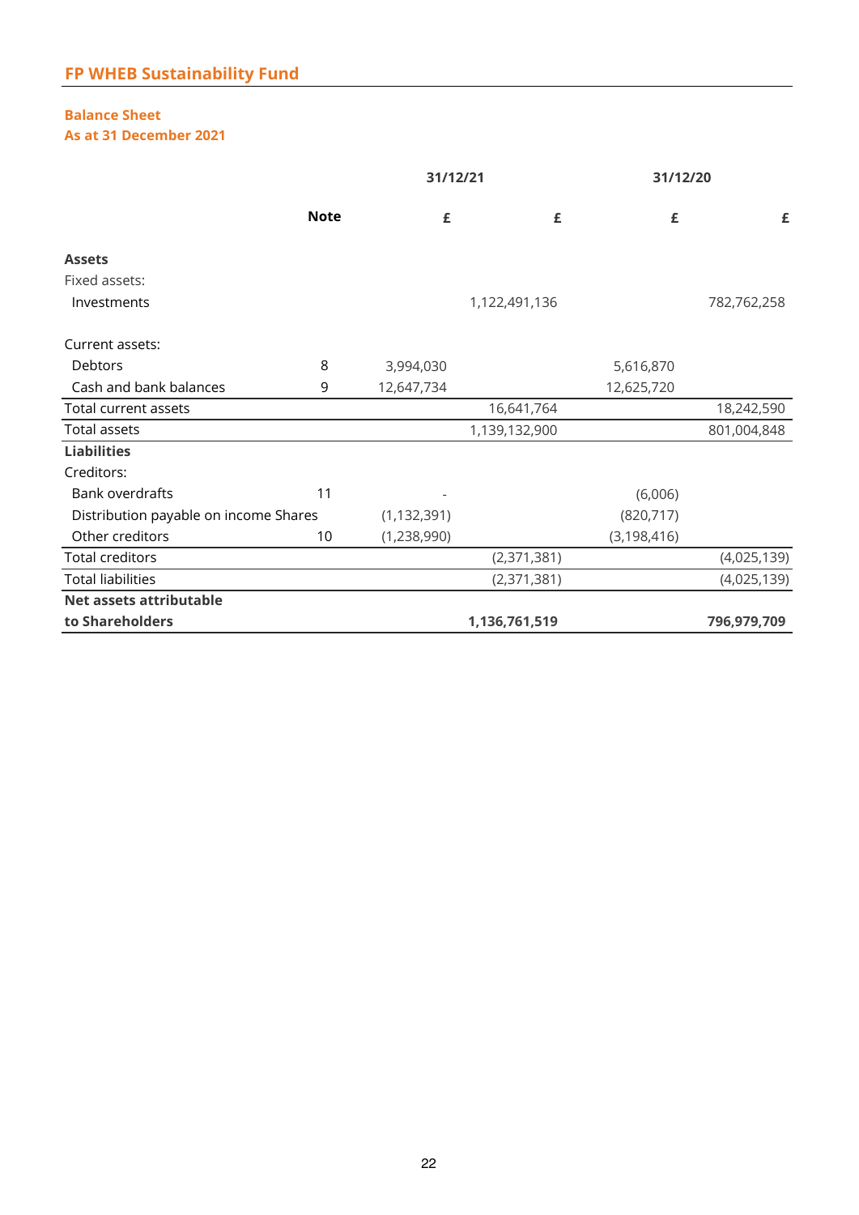## FP WHEB Sustainability Fund

### Balance Sheet
### As at 31 December 2021

| | Note | 31/12/21 £ | 31/12/21 £ | 31/12/20 £ | 31/12/20 £ |
|---|---|---|---|---|---|
| **Assets** | | | | | |
| Fixed assets: | | | | | |
| Investments | | | 1,122,491,136 | | 782,762,258 |
| Current assets: | | | | | |
| Debtors | 8 | 3,994,030 | | 5,616,870 | |
| Cash and bank balances | 9 | 12,647,734 | | 12,625,720 | |
| Total current assets | | | 16,641,764 | | 18,242,590 |
| Total assets | | | 1,139,132,900 | | 801,004,848 |
| **Liabilities** | | | | | |
| Creditors: | | | | | |
| Bank overdrafts | 11 | - | | (6,006) | |
| Distribution payable on income Shares | | (1,132,391) | | (820,717) | |
| Other creditors | 10 | (1,238,990) | | (3,198,416) | |
| Total creditors | | | (2,371,381) | | (4,025,139) |
| Total liabilities | | | (2,371,381) | | (4,025,139) |
| **Net assets attributable to Shareholders** | | | **1,136,761,519** | | **796,979,709** |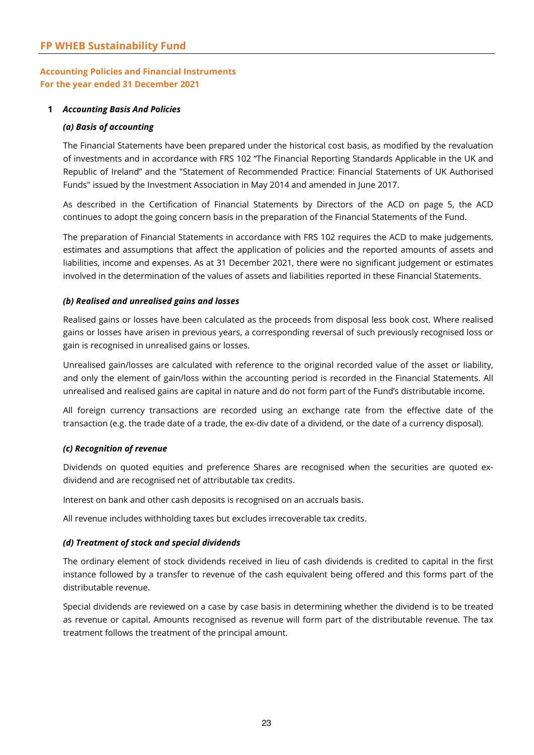## Accounting Policies and Financial Instruments
## For the year ended 31 December 2021

### 1 *Accounting Basis And Policies*

#### *(a) Basis of accounting*

The Financial Statements have been prepared under the historical cost basis, as modified by the revaluation of investments and in accordance with FRS 102 "The Financial Reporting Standards Applicable in the UK and Republic of Ireland" and the "Statement of Recommended Practice: Financial Statements of UK Authorised Funds" issued by the Investment Association in May 2014 and amended in June 2017.

As described in the Certification of Financial Statements by Directors of the ACD on page 5, the ACD continues to adopt the going concern basis in the preparation of the Financial Statements of the Fund.

The preparation of Financial Statements in accordance with FRS 102 requires the ACD to make judgements, estimates and assumptions that affect the application of policies and the reported amounts of assets and liabilities, income and expenses. As at 31 December 2021, there were no significant judgement or estimates involved in the determination of the values of assets and liabilities reported in these Financial Statements.

#### *(b) Realised and unrealised gains and losses*

Realised gains or losses have been calculated as the proceeds from disposal less book cost. Where realised gains or losses have arisen in previous years, a corresponding reversal of such previously recognised loss or gain is recognised in unrealised gains or losses.

Unrealised gain/losses are calculated with reference to the original recorded value of the asset or liability, and only the element of gain/loss within the accounting period is recorded in the Financial Statements. All unrealised and realised gains are capital in nature and do not form part of the Fund's distributable income.

All foreign currency transactions are recorded using an exchange rate from the effective date of the transaction (e.g. the trade date of a trade, the ex-div date of a dividend, or the date of a currency disposal).

#### *(c) Recognition of revenue*

Dividends on quoted equities and preference Shares are recognised when the securities are quoted ex-dividend and are recognised net of attributable tax credits.

Interest on bank and other cash deposits is recognised on an accruals basis.

All revenue includes withholding taxes but excludes irrecoverable tax credits.

#### *(d) Treatment of stock and special dividends*

The ordinary element of stock dividends received in lieu of cash dividends is credited to capital in the first instance followed by a transfer to revenue of the cash equivalent being offered and this forms part of the distributable revenue.

Special dividends are reviewed on a case by case basis in determining whether the dividend is to be treated as revenue or capital. Amounts recognised as revenue will form part of the distributable revenue. The tax treatment follows the treatment of the principal amount.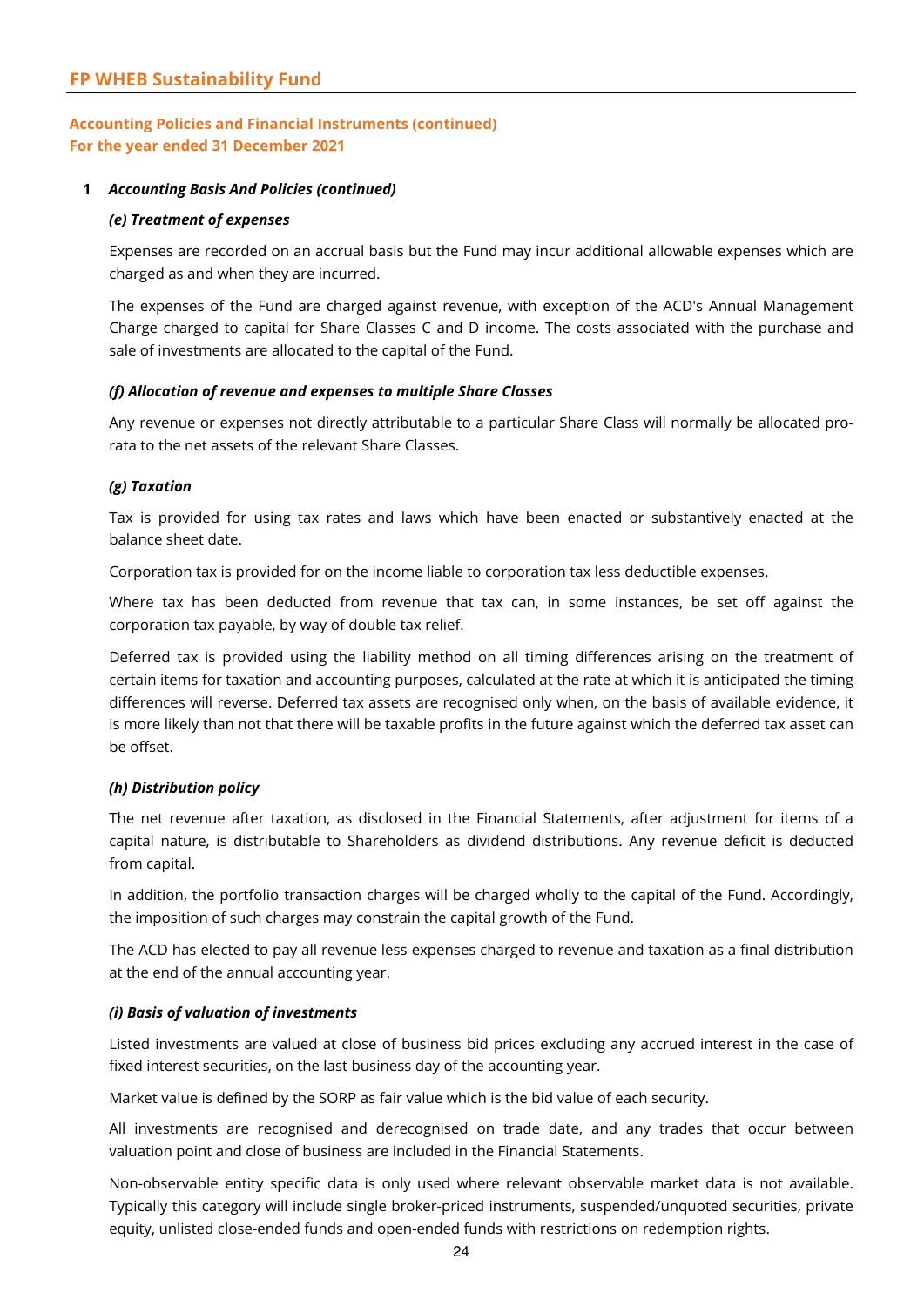## Accounting Policies and Financial Instruments (continued)
## For the year ended 31 December 2021

**1** ***Accounting Basis And Policies (continued)***

***(e) Treatment of expenses***

Expenses are recorded on an accrual basis but the Fund may incur additional allowable expenses which are charged as and when they are incurred.

The expenses of the Fund are charged against revenue, with exception of the ACD's Annual Management Charge charged to capital for Share Classes C and D income. The costs associated with the purchase and sale of investments are allocated to the capital of the Fund.

***(f) Allocation of revenue and expenses to multiple Share Classes***

Any revenue or expenses not directly attributable to a particular Share Class will normally be allocated pro-rata to the net assets of the relevant Share Classes.

***(g) Taxation***

Tax is provided for using tax rates and laws which have been enacted or substantively enacted at the balance sheet date.

Corporation tax is provided for on the income liable to corporation tax less deductible expenses.

Where tax has been deducted from revenue that tax can, in some instances, be set off against the corporation tax payable, by way of double tax relief.

Deferred tax is provided using the liability method on all timing differences arising on the treatment of certain items for taxation and accounting purposes, calculated at the rate at which it is anticipated the timing differences will reverse. Deferred tax assets are recognised only when, on the basis of available evidence, it is more likely than not that there will be taxable profits in the future against which the deferred tax asset can be offset.

***(h) Distribution policy***

The net revenue after taxation, as disclosed in the Financial Statements, after adjustment for items of a capital nature, is distributable to Shareholders as dividend distributions. Any revenue deficit is deducted from capital.

In addition, the portfolio transaction charges will be charged wholly to the capital of the Fund. Accordingly, the imposition of such charges may constrain the capital growth of the Fund.

The ACD has elected to pay all revenue less expenses charged to revenue and taxation as a final distribution at the end of the annual accounting year.

***(i) Basis of valuation of investments***

Listed investments are valued at close of business bid prices excluding any accrued interest in the case of fixed interest securities, on the last business day of the accounting year.

Market value is defined by the SORP as fair value which is the bid value of each security.

All investments are recognised and derecognised on trade date, and any trades that occur between valuation point and close of business are included in the Financial Statements.

Non-observable entity specific data is only used where relevant observable market data is not available. Typically this category will include single broker-priced instruments, suspended/unquoted securities, private equity, unlisted close-ended funds and open-ended funds with restrictions on redemption rights.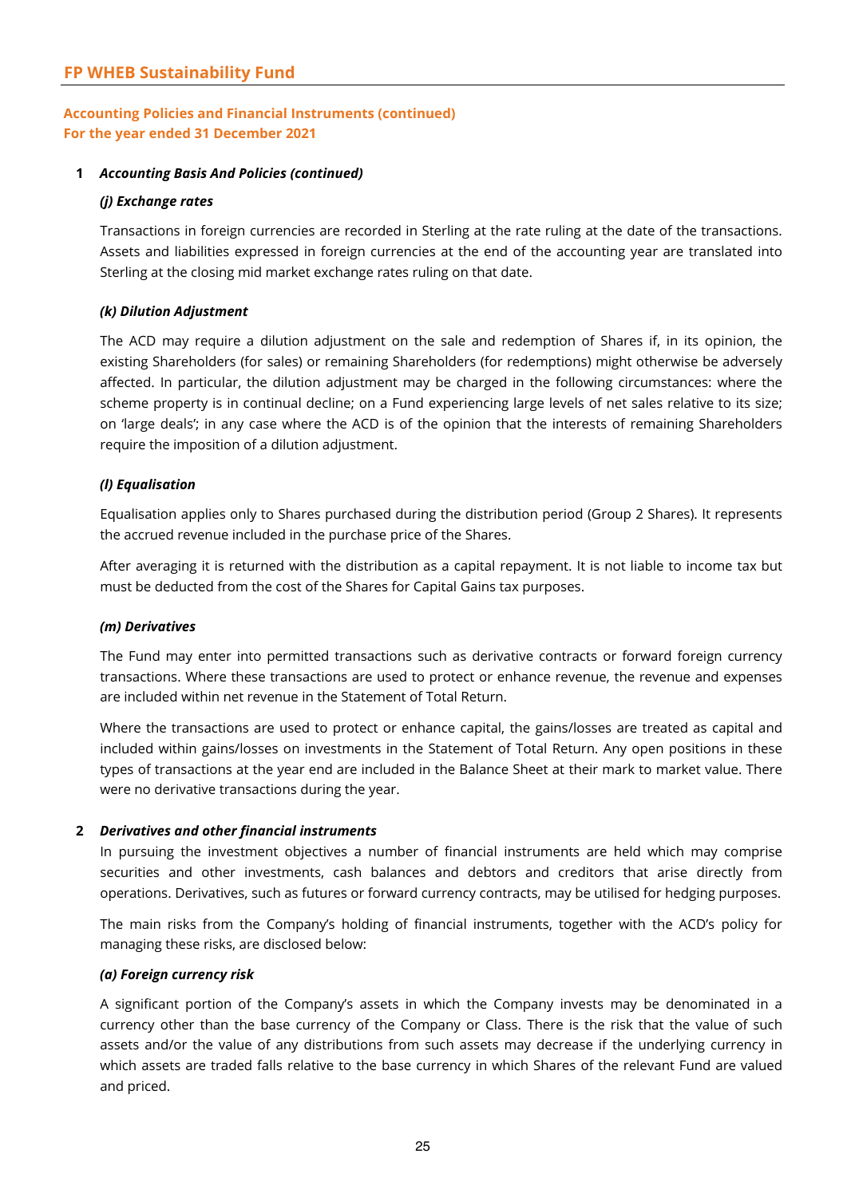## Accounting Policies and Financial Instruments (continued)
## For the year ended 31 December 2021

**1** ***Accounting Basis And Policies (continued)***

***(j) Exchange rates***

Transactions in foreign currencies are recorded in Sterling at the rate ruling at the date of the transactions. Assets and liabilities expressed in foreign currencies at the end of the accounting year are translated into Sterling at the closing mid market exchange rates ruling on that date.

***(k) Dilution Adjustment***

The ACD may require a dilution adjustment on the sale and redemption of Shares if, in its opinion, the existing Shareholders (for sales) or remaining Shareholders (for redemptions) might otherwise be adversely affected. In particular, the dilution adjustment may be charged in the following circumstances: where the scheme property is in continual decline; on a Fund experiencing large levels of net sales relative to its size; on 'large deals'; in any case where the ACD is of the opinion that the interests of remaining Shareholders require the imposition of a dilution adjustment.

***(l) Equalisation***

Equalisation applies only to Shares purchased during the distribution period (Group 2 Shares). It represents the accrued revenue included in the purchase price of the Shares.

After averaging it is returned with the distribution as a capital repayment. It is not liable to income tax but must be deducted from the cost of the Shares for Capital Gains tax purposes.

***(m) Derivatives***

The Fund may enter into permitted transactions such as derivative contracts or forward foreign currency transactions. Where these transactions are used to protect or enhance revenue, the revenue and expenses are included within net revenue in the Statement of Total Return.

Where the transactions are used to protect or enhance capital, the gains/losses are treated as capital and included within gains/losses on investments in the Statement of Total Return. Any open positions in these types of transactions at the year end are included in the Balance Sheet at their mark to market value. There were no derivative transactions during the year.

**2** ***Derivatives and other financial instruments***

In pursuing the investment objectives a number of financial instruments are held which may comprise securities and other investments, cash balances and debtors and creditors that arise directly from operations. Derivatives, such as futures or forward currency contracts, may be utilised for hedging purposes.

The main risks from the Company's holding of financial instruments, together with the ACD's policy for managing these risks, are disclosed below:

***(a) Foreign currency risk***

A significant portion of the Company's assets in which the Company invests may be denominated in a currency other than the base currency of the Company or Class. There is the risk that the value of such assets and/or the value of any distributions from such assets may decrease if the underlying currency in which assets are traded falls relative to the base currency in which Shares of the relevant Fund are valued and priced.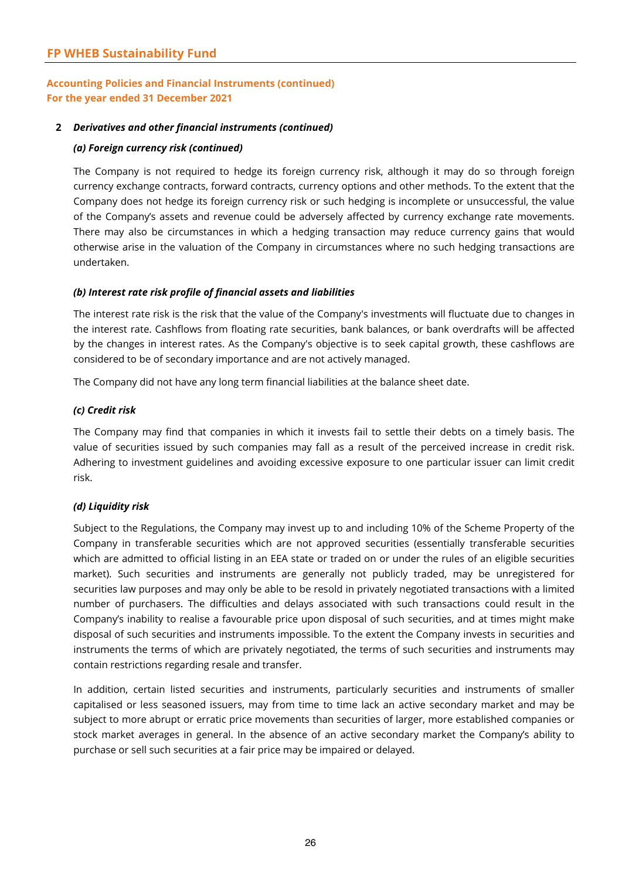## Accounting Policies and Financial Instruments (continued)
## For the year ended 31 December 2021

### 2 *Derivatives and other financial instruments (continued)*

#### *(a) Foreign currency risk (continued)*

The Company is not required to hedge its foreign currency risk, although it may do so through foreign currency exchange contracts, forward contracts, currency options and other methods. To the extent that the Company does not hedge its foreign currency risk or such hedging is incomplete or unsuccessful, the value of the Company's assets and revenue could be adversely affected by currency exchange rate movements. There may also be circumstances in which a hedging transaction may reduce currency gains that would otherwise arise in the valuation of the Company in circumstances where no such hedging transactions are undertaken.

#### *(b) Interest rate risk profile of financial assets and liabilities*

The interest rate risk is the risk that the value of the Company's investments will fluctuate due to changes in the interest rate. Cashflows from floating rate securities, bank balances, or bank overdrafts will be affected by the changes in interest rates. As the Company's objective is to seek capital growth, these cashflows are considered to be of secondary importance and are not actively managed.

The Company did not have any long term financial liabilities at the balance sheet date.

#### *(c) Credit risk*

The Company may find that companies in which it invests fail to settle their debts on a timely basis. The value of securities issued by such companies may fall as a result of the perceived increase in credit risk. Adhering to investment guidelines and avoiding excessive exposure to one particular issuer can limit credit risk.

#### *(d) Liquidity risk*

Subject to the Regulations, the Company may invest up to and including 10% of the Scheme Property of the Company in transferable securities which are not approved securities (essentially transferable securities which are admitted to official listing in an EEA state or traded on or under the rules of an eligible securities market). Such securities and instruments are generally not publicly traded, may be unregistered for securities law purposes and may only be able to be resold in privately negotiated transactions with a limited number of purchasers. The difficulties and delays associated with such transactions could result in the Company's inability to realise a favourable price upon disposal of such securities, and at times might make disposal of such securities and instruments impossible. To the extent the Company invests in securities and instruments the terms of which are privately negotiated, the terms of such securities and instruments may contain restrictions regarding resale and transfer.

In addition, certain listed securities and instruments, particularly securities and instruments of smaller capitalised or less seasoned issuers, may from time to time lack an active secondary market and may be subject to more abrupt or erratic price movements than securities of larger, more established companies or stock market averages in general. In the absence of an active secondary market the Company's ability to purchase or sell such securities at a fair price may be impaired or delayed.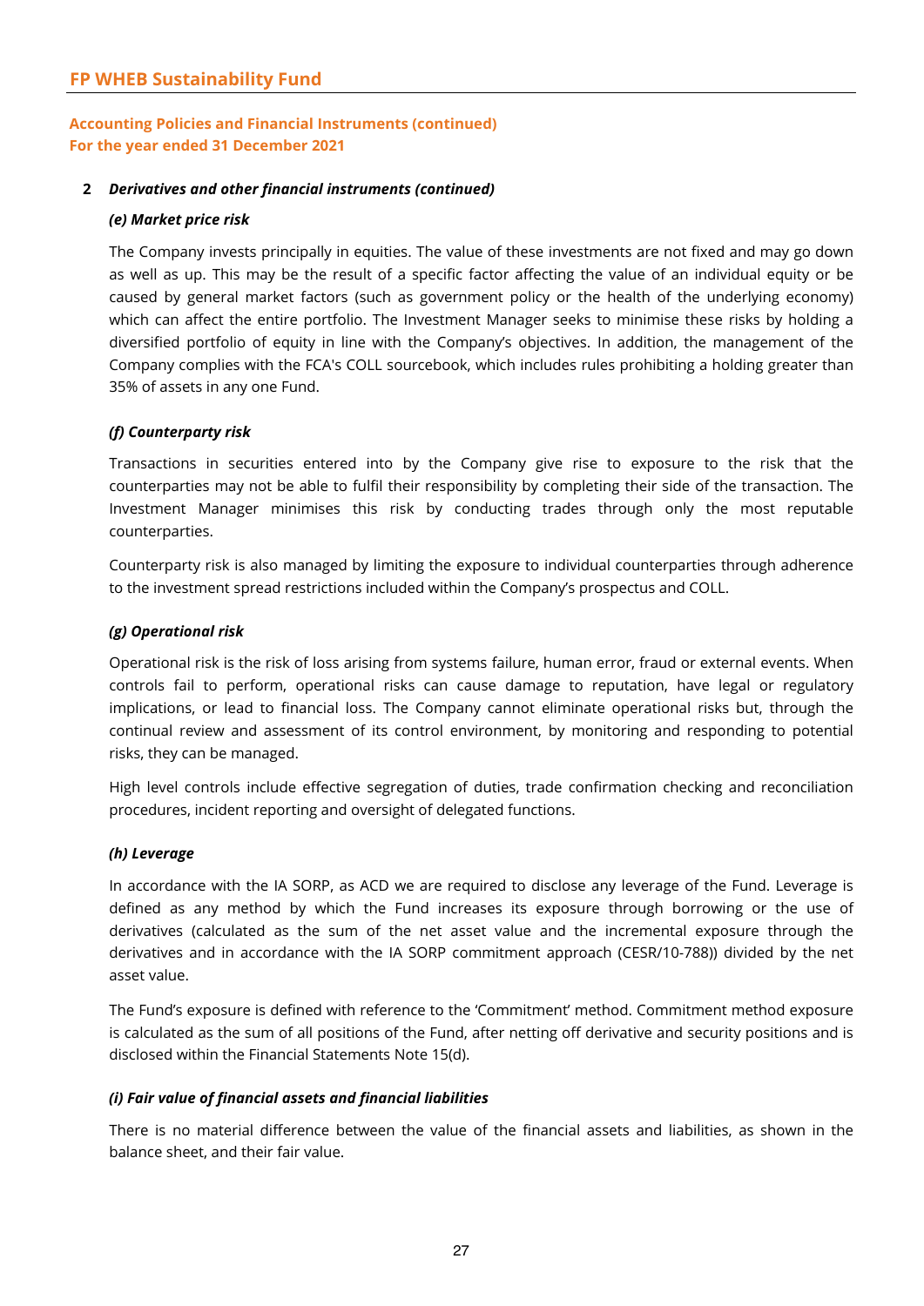## Accounting Policies and Financial Instruments (continued)
## For the year ended 31 December 2021

**2 *Derivatives and other financial instruments (continued)***

***(e) Market price risk***

The Company invests principally in equities. The value of these investments are not fixed and may go down as well as up. This may be the result of a specific factor affecting the value of an individual equity or be caused by general market factors (such as government policy or the health of the underlying economy) which can affect the entire portfolio. The Investment Manager seeks to minimise these risks by holding a diversified portfolio of equity in line with the Company's objectives. In addition, the management of the Company complies with the FCA's COLL sourcebook, which includes rules prohibiting a holding greater than 35% of assets in any one Fund.

***(f) Counterparty risk***

Transactions in securities entered into by the Company give rise to exposure to the risk that the counterparties may not be able to fulfil their responsibility by completing their side of the transaction. The Investment Manager minimises this risk by conducting trades through only the most reputable counterparties.

Counterparty risk is also managed by limiting the exposure to individual counterparties through adherence to the investment spread restrictions included within the Company's prospectus and COLL.

***(g) Operational risk***

Operational risk is the risk of loss arising from systems failure, human error, fraud or external events. When controls fail to perform, operational risks can cause damage to reputation, have legal or regulatory implications, or lead to financial loss. The Company cannot eliminate operational risks but, through the continual review and assessment of its control environment, by monitoring and responding to potential risks, they can be managed.

High level controls include effective segregation of duties, trade confirmation checking and reconciliation procedures, incident reporting and oversight of delegated functions.

***(h) Leverage***

In accordance with the IA SORP, as ACD we are required to disclose any leverage of the Fund. Leverage is defined as any method by which the Fund increases its exposure through borrowing or the use of derivatives (calculated as the sum of the net asset value and the incremental exposure through the derivatives and in accordance with the IA SORP commitment approach (CESR/10-788)) divided by the net asset value.

The Fund's exposure is defined with reference to the 'Commitment' method. Commitment method exposure is calculated as the sum of all positions of the Fund, after netting off derivative and security positions and is disclosed within the Financial Statements Note 15(d).

***(i) Fair value of financial assets and financial liabilities***

There is no material difference between the value of the financial assets and liabilities, as shown in the balance sheet, and their fair value.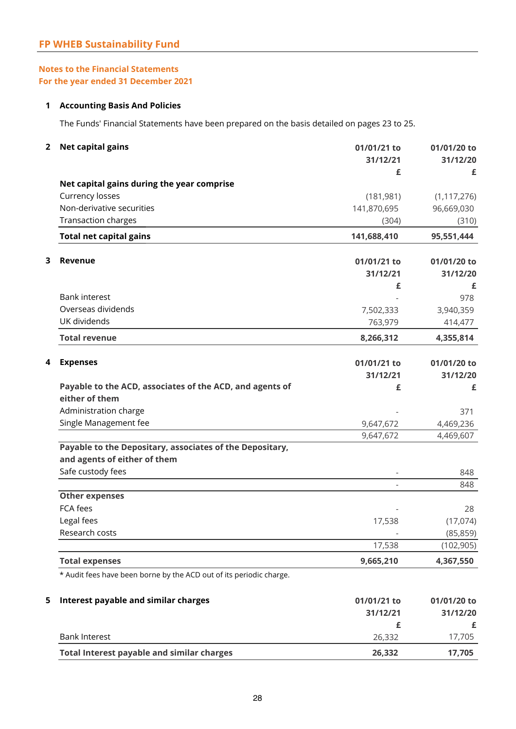**FP WHEB Sustainability Fund**

## Notes to the Financial Statements
## For the year ended 31 December 2021

### 1 Accounting Basis And Policies

The Funds' Financial Statements have been prepared on the basis detailed on pages 23 to 25.

### 2 Net capital gains

| | 01/01/21 to 31/12/21 £ | 01/01/20 to 31/12/20 £ |
|---|---|---|
| **Net capital gains during the year comprise** | | |
| Currency losses | (181,981) | (1,117,276) |
| Non-derivative securities | 141,870,695 | 96,669,030 |
| Transaction charges | (304) | (310) |
| **Total net capital gains** | **141,688,410** | **95,551,444** |

### 3 Revenue

| | 01/01/21 to 31/12/21 £ | 01/01/20 to 31/12/20 £ |
|---|---|---|
| Bank interest | - | 978 |
| Overseas dividends | 7,502,333 | 3,940,359 |
| UK dividends | 763,979 | 414,477 |
| **Total revenue** | **8,266,312** | **4,355,814** |

### 4 Expenses

| | 01/01/21 to 31/12/21 £ | 01/01/20 to 31/12/20 £ |
|---|---|---|
| **Payable to the ACD, associates of the ACD, and agents of either of them** | | |
| Administration charge | - | 371 |
| Single Management fee | 9,647,672 | 4,469,236 |
| | 9,647,672 | 4,469,607 |
| **Payable to the Depositary, associates of the Depositary, and agents of either of them** | | |
| Safe custody fees | - | 848 |
| | - | 848 |
| **Other expenses** | | |
| FCA fees | - | 28 |
| Legal fees | 17,538 | (17,074) |
| Research costs | - | (85,859) |
| | 17,538 | (102,905) |
| **Total expenses** | **9,665,210** | **4,367,550** |

* Audit fees have been borne by the ACD out of its periodic charge.

### 5 Interest payable and similar charges

| | 01/01/21 to 31/12/21 £ | 01/01/20 to 31/12/20 £ |
|---|---|---|
| Bank Interest | 26,332 | 17,705 |
| **Total Interest payable and similar charges** | **26,332** | **17,705** |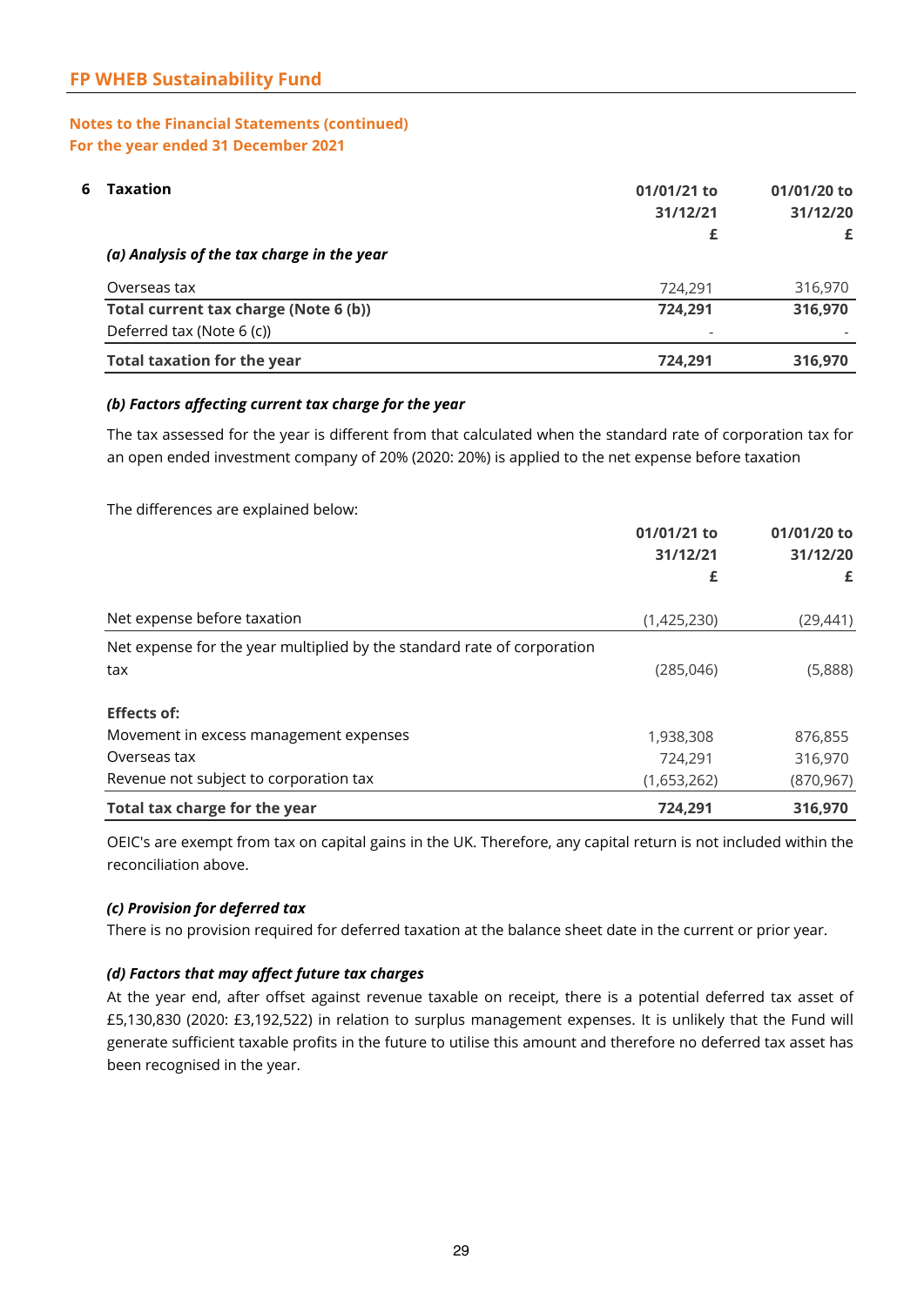## FP WHEB Sustainability Fund

### Notes to the Financial Statements (continued)
### For the year ended 31 December 2021

**6 Taxation**

| | 01/01/21 to 31/12/21 £ | 01/01/20 to 31/12/20 £ |
|---|---|---|
| ***(a) Analysis of the tax charge in the year*** | | |
| Overseas tax | 724,291 | 316,970 |
| **Total current tax charge (Note 6 (b))** | **724,291** | **316,970** |
| Deferred tax (Note 6 (c)) | - | - |
| **Total taxation for the year** | **724,291** | **316,970** |

***(b) Factors affecting current tax charge for the year***

The tax assessed for the year is different from that calculated when the standard rate of corporation tax for an open ended investment company of 20% (2020: 20%) is applied to the net expense before taxation

The differences are explained below:

| | 01/01/21 to 31/12/21 £ | 01/01/20 to 31/12/20 £ |
|---|---|---|
| Net expense before taxation | (1,425,230) | (29,441) |
| Net expense for the year multiplied by the standard rate of corporation tax | (285,046) | (5,888) |
| **Effects of:** | | |
| Movement in excess management expenses | 1,938,308 | 876,855 |
| Overseas tax | 724,291 | 316,970 |
| Revenue not subject to corporation tax | (1,653,262) | (870,967) |
| **Total tax charge for the year** | **724,291** | **316,970** |

OEIC's are exempt from tax on capital gains in the UK. Therefore, any capital return is not included within the reconciliation above.

***(c) Provision for deferred tax***

There is no provision required for deferred taxation at the balance sheet date in the current or prior year.

***(d) Factors that may affect future tax charges***

At the year end, after offset against revenue taxable on receipt, there is a potential deferred tax asset of £5,130,830 (2020: £3,192,522) in relation to surplus management expenses. It is unlikely that the Fund will generate sufficient taxable profits in the future to utilise this amount and therefore no deferred tax asset has been recognised in the year.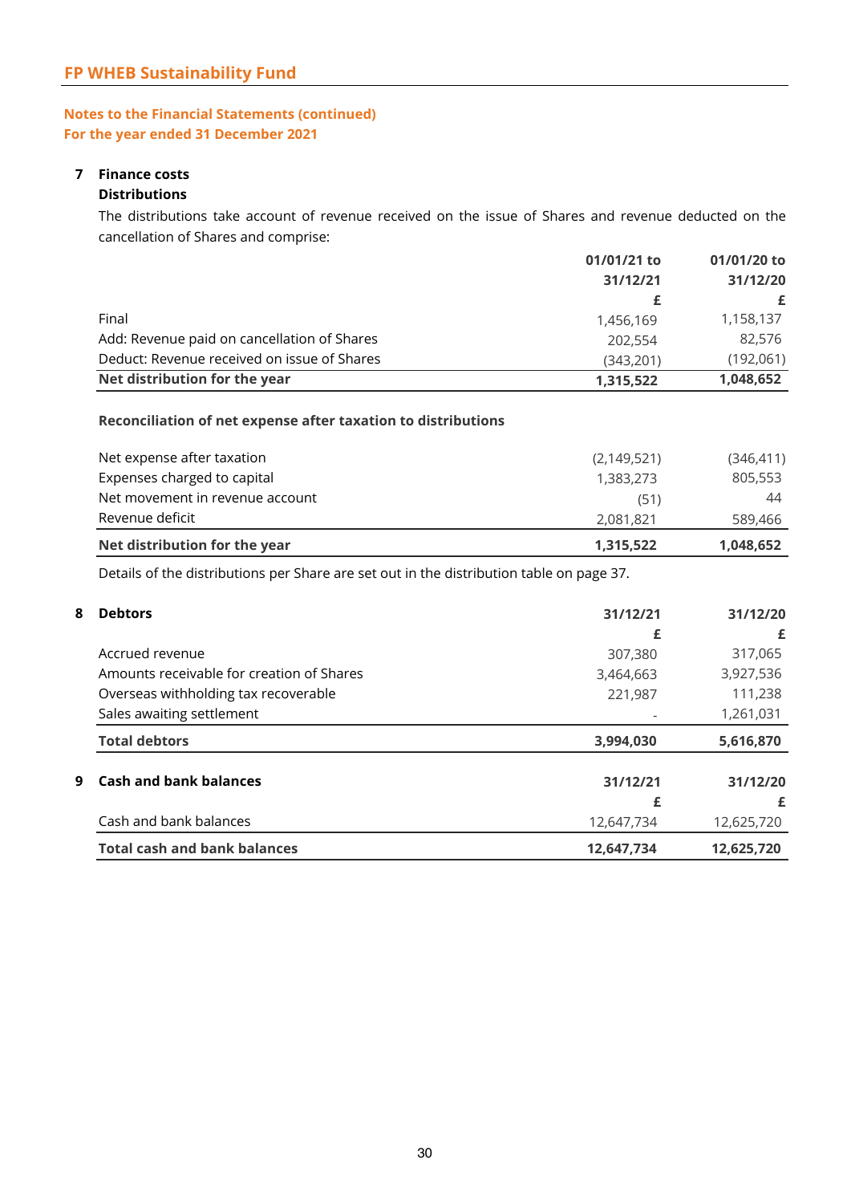**FP WHEB Sustainability Fund**

**Notes to the Financial Statements (continued)**
**For the year ended 31 December 2021**

## 7 Finance costs

### Distributions

The distributions take account of revenue received on the issue of Shares and revenue deducted on the cancellation of Shares and comprise:

| | 01/01/21 to 31/12/21 £ | 01/01/20 to 31/12/20 £ |
|---|---|---|
| Final | 1,456,169 | 1,158,137 |
| Add: Revenue paid on cancellation of Shares | 202,554 | 82,576 |
| Deduct: Revenue received on issue of Shares | (343,201) | (192,061) |
| **Net distribution for the year** | **1,315,522** | **1,048,652** |

**Reconciliation of net expense after taxation to distributions**

| | 01/01/21 to 31/12/21 £ | 01/01/20 to 31/12/20 £ |
|---|---|---|
| Net expense after taxation | (2,149,521) | (346,411) |
| Expenses charged to capital | 1,383,273 | 805,553 |
| Net movement in revenue account | (51) | 44 |
| Revenue deficit | 2,081,821 | 589,466 |
| **Net distribution for the year** | **1,315,522** | **1,048,652** |

Details of the distributions per Share are set out in the distribution table on page 37.

## 8 Debtors

| | 31/12/21 £ | 31/12/20 £ |
|---|---|---|
| Accrued revenue | 307,380 | 317,065 |
| Amounts receivable for creation of Shares | 3,464,663 | 3,927,536 |
| Overseas withholding tax recoverable | 221,987 | 111,238 |
| Sales awaiting settlement | - | 1,261,031 |
| **Total debtors** | **3,994,030** | **5,616,870** |

## 9 Cash and bank balances

| | 31/12/21 £ | 31/12/20 £ |
|---|---|---|
| Cash and bank balances | 12,647,734 | 12,625,720 |
| **Total cash and bank balances** | **12,647,734** | **12,625,720** |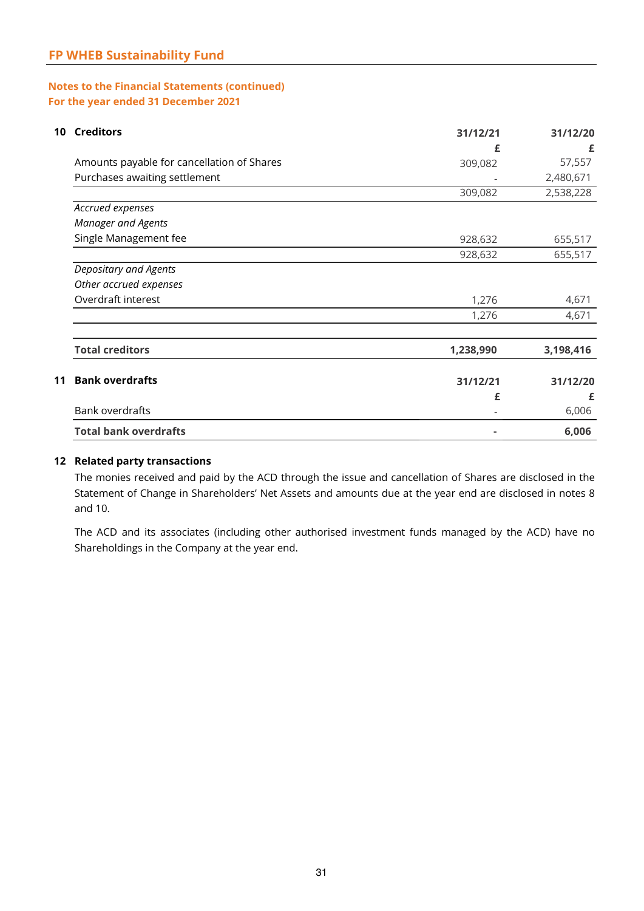## Notes to the Financial Statements (continued)
## For the year ended 31 December 2021

**10 Creditors**

| | 31/12/21 | 31/12/20 |
|---|---|---|
| | £ | £ |
| Amounts payable for cancellation of Shares | 309,082 | 57,557 |
| Purchases awaiting settlement | - | 2,480,671 |
| | 309,082 | 2,538,228 |
| *Accrued expenses* | | |
| *Manager and Agents* | | |
| Single Management fee | 928,632 | 655,517 |
| | 928,632 | 655,517 |
| *Depositary and Agents* | | |
| *Other accrued expenses* | | |
| Overdraft interest | 1,276 | 4,671 |
| | 1,276 | 4,671 |
| **Total creditors** | **1,238,990** | **3,198,416** |

**11 Bank overdrafts**

| | 31/12/21 | 31/12/20 |
|---|---|---|
| | £ | £ |
| Bank overdrafts | - | 6,006 |
| **Total bank overdrafts** | **-** | **6,006** |

**12 Related party transactions**

The monies received and paid by the ACD through the issue and cancellation of Shares are disclosed in the Statement of Change in Shareholders' Net Assets and amounts due at the year end are disclosed in notes 8 and 10.

The ACD and its associates (including other authorised investment funds managed by the ACD) have no Shareholdings in the Company at the year end.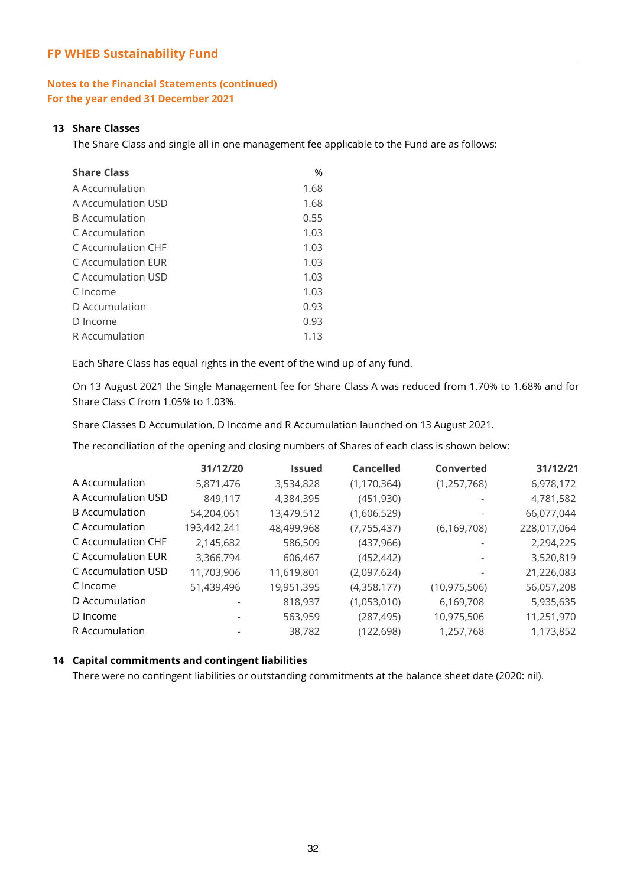# FP WHEB Sustainability Fund

## Notes to the Financial Statements (continued)
## For the year ended 31 December 2021

### 13 Share Classes

The Share Class and single all in one management fee applicable to the Fund are as follows:

| Share Class | % |
|---|---|
| A Accumulation | 1.68 |
| A Accumulation USD | 1.68 |
| B Accumulation | 0.55 |
| C Accumulation | 1.03 |
| C Accumulation CHF | 1.03 |
| C Accumulation EUR | 1.03 |
| C Accumulation USD | 1.03 |
| C Income | 1.03 |
| D Accumulation | 0.93 |
| D Income | 0.93 |
| R Accumulation | 1.13 |

Each Share Class has equal rights in the event of the wind up of any fund.

On 13 August 2021 the Single Management fee for Share Class A was reduced from 1.70% to 1.68% and for Share Class C from 1.05% to 1.03%.

Share Classes D Accumulation, D Income and R Accumulation launched on 13 August 2021.

The reconciliation of the opening and closing numbers of Shares of each class is shown below:

| | 31/12/20 | Issued | Cancelled | Converted | 31/12/21 |
|---|---|---|---|---|---|
| A Accumulation | 5,871,476 | 3,534,828 | (1,170,364) | (1,257,768) | 6,978,172 |
| A Accumulation USD | 849,117 | 4,384,395 | (451,930) | - | 4,781,582 |
| B Accumulation | 54,204,061 | 13,479,512 | (1,606,529) | - | 66,077,044 |
| C Accumulation | 193,442,241 | 48,499,968 | (7,755,437) | (6,169,708) | 228,017,064 |
| C Accumulation CHF | 2,145,682 | 586,509 | (437,966) | - | 2,294,225 |
| C Accumulation EUR | 3,366,794 | 606,467 | (452,442) | - | 3,520,819 |
| C Accumulation USD | 11,703,906 | 11,619,801 | (2,097,624) | - | 21,226,083 |
| C Income | 51,439,496 | 19,951,395 | (4,358,177) | (10,975,506) | 56,057,208 |
| D Accumulation | - | 818,937 | (1,053,010) | 6,169,708 | 5,935,635 |
| D Income | - | 563,959 | (287,495) | 10,975,506 | 11,251,970 |
| R Accumulation | - | 38,782 | (122,698) | 1,257,768 | 1,173,852 |

### 14 Capital commitments and contingent liabilities

There were no contingent liabilities or outstanding commitments at the balance sheet date (2020: nil).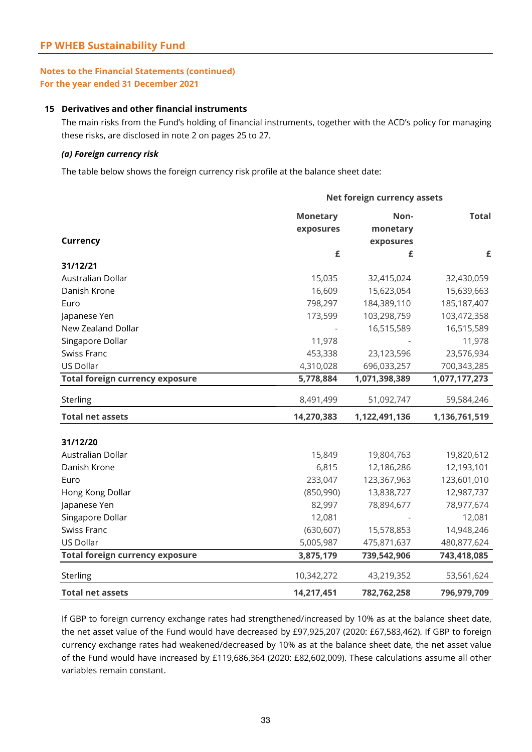## FP WHEB Sustainability Fund

### Notes to the Financial Statements (continued)
### For the year ended 31 December 2021

**15 Derivatives and other financial instruments**

The main risks from the Fund's holding of financial instruments, together with the ACD's policy for managing these risks, are disclosed in note 2 on pages 25 to 27.

***(a) Foreign currency risk***

The table below shows the foreign currency risk profile at the balance sheet date:

| | Net foreign currency assets | | |
|---|---|---|---|
| **Currency** | **Monetary exposures** | **Non-monetary exposures** | **Total** |
| | **£** | **£** | **£** |
| **31/12/21** | | | |
| Australian Dollar | 15,035 | 32,415,024 | 32,430,059 |
| Danish Krone | 16,609 | 15,623,054 | 15,639,663 |
| Euro | 798,297 | 184,389,110 | 185,187,407 |
| Japanese Yen | 173,599 | 103,298,759 | 103,472,358 |
| New Zealand Dollar | - | 16,515,589 | 16,515,589 |
| Singapore Dollar | 11,978 | - | 11,978 |
| Swiss Franc | 453,338 | 23,123,596 | 23,576,934 |
| US Dollar | 4,310,028 | 696,033,257 | 700,343,285 |
| **Total foreign currency exposure** | **5,778,884** | **1,071,398,389** | **1,077,177,273** |
| Sterling | 8,491,499 | 51,092,747 | 59,584,246 |
| **Total net assets** | **14,270,383** | **1,122,491,136** | **1,136,761,519** |
| **31/12/20** | | | |
| Australian Dollar | 15,849 | 19,804,763 | 19,820,612 |
| Danish Krone | 6,815 | 12,186,286 | 12,193,101 |
| Euro | 233,047 | 123,367,963 | 123,601,010 |
| Hong Kong Dollar | (850,990) | 13,838,727 | 12,987,737 |
| Japanese Yen | 82,997 | 78,894,677 | 78,977,674 |
| Singapore Dollar | 12,081 | - | 12,081 |
| Swiss Franc | (630,607) | 15,578,853 | 14,948,246 |
| US Dollar | 5,005,987 | 475,871,637 | 480,877,624 |
| **Total foreign currency exposure** | **3,875,179** | **739,542,906** | **743,418,085** |
| Sterling | 10,342,272 | 43,219,352 | 53,561,624 |
| **Total net assets** | **14,217,451** | **782,762,258** | **796,979,709** |

If GBP to foreign currency exchange rates had strengthened/increased by 10% as at the balance sheet date, the net asset value of the Fund would have decreased by £97,925,207 (2020: £67,583,462). If GBP to foreign currency exchange rates had weakened/decreased by 10% as at the balance sheet date, the net asset value of the Fund would have increased by £119,686,364 (2020: £82,602,009). These calculations assume all other variables remain constant.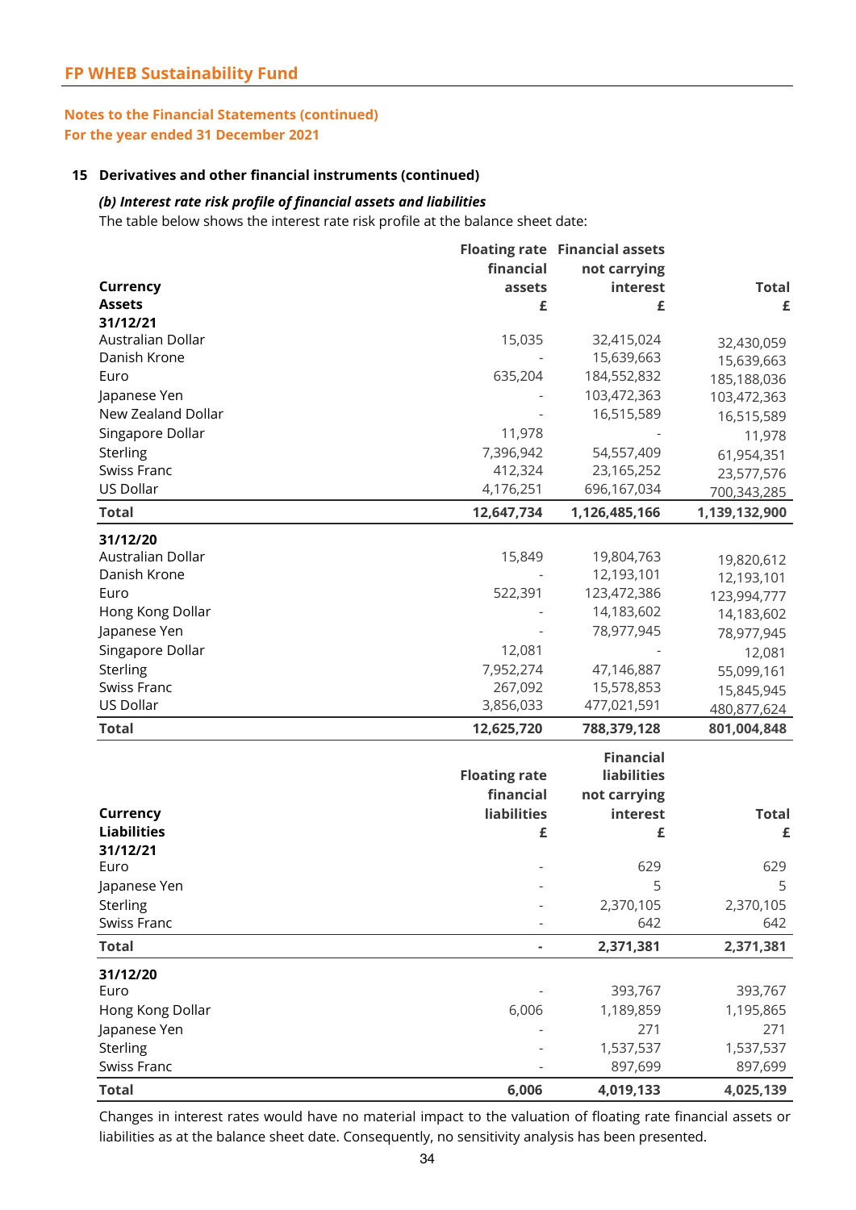## FP WHEB Sustainability Fund

### Notes to the Financial Statements (continued)
### For the year ended 31 December 2021

**15 Derivatives and other financial instruments (continued)**

***(b) Interest rate risk profile of financial assets and liabilities***

The table below shows the interest rate risk profile at the balance sheet date:

| Currency | Floating rate financial assets | Financial assets not carrying interest | Total |
|---|---|---|---|
| **Assets** | **£** | **£** | **£** |
| **31/12/21** | | | |
| Australian Dollar | 15,035 | 32,415,024 | 32,430,059 |
| Danish Krone | - | 15,639,663 | 15,639,663 |
| Euro | 635,204 | 184,552,832 | 185,188,036 |
| Japanese Yen | - | 103,472,363 | 103,472,363 |
| New Zealand Dollar | - | 16,515,589 | 16,515,589 |
| Singapore Dollar | 11,978 | - | 11,978 |
| Sterling | 7,396,942 | 54,557,409 | 61,954,351 |
| Swiss Franc | 412,324 | 23,165,252 | 23,577,576 |
| US Dollar | 4,176,251 | 696,167,034 | 700,343,285 |
| **Total** | **12,647,734** | **1,126,485,166** | **1,139,132,900** |
| **31/12/20** | | | |
| Australian Dollar | 15,849 | 19,804,763 | 19,820,612 |
| Danish Krone | - | 12,193,101 | 12,193,101 |
| Euro | 522,391 | 123,472,386 | 123,994,777 |
| Hong Kong Dollar | - | 14,183,602 | 14,183,602 |
| Japanese Yen | - | 78,977,945 | 78,977,945 |
| Singapore Dollar | 12,081 | - | 12,081 |
| Sterling | 7,952,274 | 47,146,887 | 55,099,161 |
| Swiss Franc | 267,092 | 15,578,853 | 15,845,945 |
| US Dollar | 3,856,033 | 477,021,591 | 480,877,624 |
| **Total** | **12,625,720** | **788,379,128** | **801,004,848** |

| Currency | Floating rate financial liabilities | Financial liabilities not carrying interest | Total |
|---|---|---|---|
| **Liabilities** | **£** | **£** | **£** |
| **31/12/21** | | | |
| Euro | - | 629 | 629 |
| Japanese Yen | - | 5 | 5 |
| Sterling | - | 2,370,105 | 2,370,105 |
| Swiss Franc | - | 642 | 642 |
| **Total** | **-** | **2,371,381** | **2,371,381** |
| **31/12/20** | | | |
| Euro | - | 393,767 | 393,767 |
| Hong Kong Dollar | 6,006 | 1,189,859 | 1,195,865 |
| Japanese Yen | - | 271 | 271 |
| Sterling | - | 1,537,537 | 1,537,537 |
| Swiss Franc | - | 897,699 | 897,699 |
| **Total** | **6,006** | **4,019,133** | **4,025,139** |

Changes in interest rates would have no material impact to the valuation of floating rate financial assets or liabilities as at the balance sheet date. Consequently, no sensitivity analysis has been presented.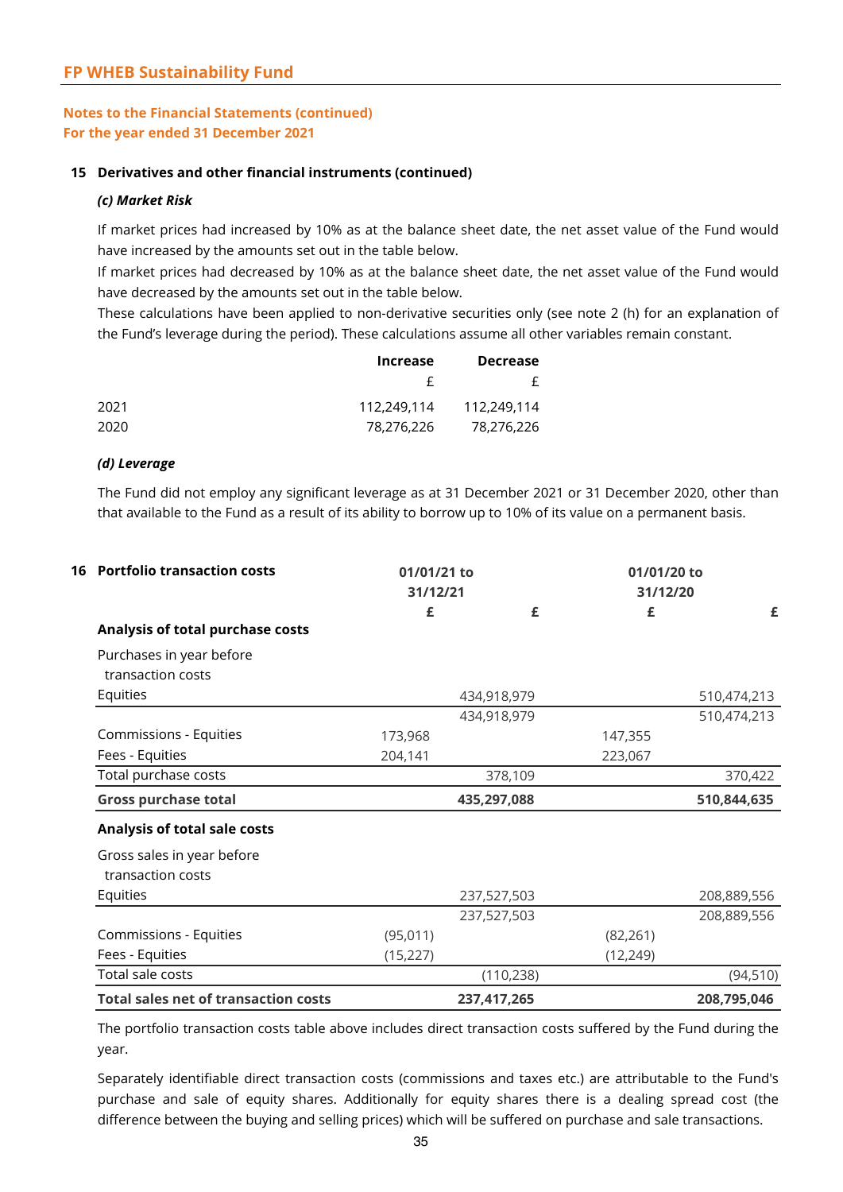## FP WHEB Sustainability Fund

### Notes to the Financial Statements (continued)
### For the year ended 31 December 2021

**15 Derivatives and other financial instruments (continued)**

***(c) Market Risk***

If market prices had increased by 10% as at the balance sheet date, the net asset value of the Fund would have increased by the amounts set out in the table below.

If market prices had decreased by 10% as at the balance sheet date, the net asset value of the Fund would have decreased by the amounts set out in the table below.

These calculations have been applied to non-derivative securities only (see note 2 (h) for an explanation of the Fund's leverage during the period). These calculations assume all other variables remain constant.

| | Increase | Decrease |
|---|---|---|
| | £ | £ |
| 2021 | 112,249,114 | 112,249,114 |
| 2020 | 78,276,226 | 78,276,226 |

***(d) Leverage***

The Fund did not employ any significant leverage as at 31 December 2021 or 31 December 2020, other than that available to the Fund as a result of its ability to borrow up to 10% of its value on a permanent basis.

**16 Portfolio transaction costs**

| | 01/01/21 to 31/12/21 | | 01/01/20 to 31/12/20 | |
|---|---|---|---|---|
| | £ | £ | £ | £ |
| **Analysis of total purchase costs** | | | | |
| Purchases in year before transaction costs | | | | |
| Equities | | 434,918,979 | | 510,474,213 |
| | | 434,918,979 | | 510,474,213 |
| Commissions - Equities | 173,968 | | 147,355 | |
| Fees - Equities | 204,141 | | 223,067 | |
| Total purchase costs | | 378,109 | | 370,422 |
| **Gross purchase total** | | **435,297,088** | | **510,844,635** |
| **Analysis of total sale costs** | | | | |
| Gross sales in year before transaction costs | | | | |
| Equities | | 237,527,503 | | 208,889,556 |
| | | 237,527,503 | | 208,889,556 |
| Commissions - Equities | (95,011) | | (82,261) | |
| Fees - Equities | (15,227) | | (12,249) | |
| Total sale costs | | (110,238) | | (94,510) |
| **Total sales net of transaction costs** | | **237,417,265** | | **208,795,046** |

The portfolio transaction costs table above includes direct transaction costs suffered by the Fund during the year.

Separately identifiable direct transaction costs (commissions and taxes etc.) are attributable to the Fund's purchase and sale of equity shares. Additionally for equity shares there is a dealing spread cost (the difference between the buying and selling prices) which will be suffered on purchase and sale transactions.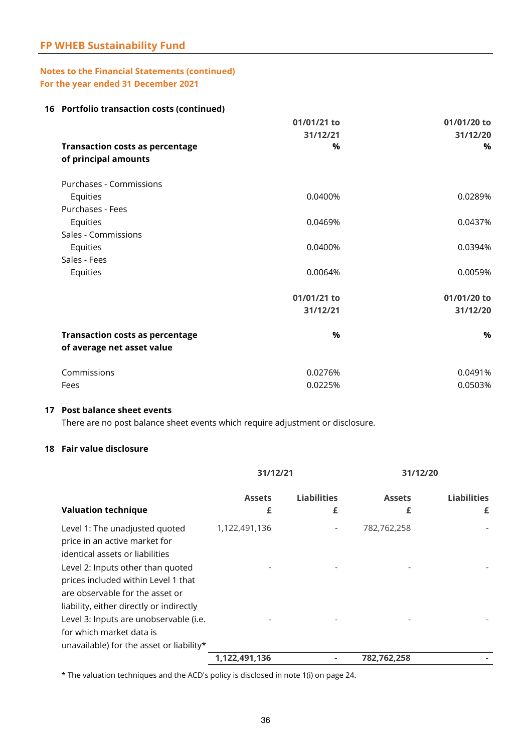## Notes to the Financial Statements (continued)
For the year ended 31 December 2021

### 16 Portfolio transaction costs (continued)

| Transaction costs as percentage of principal amounts | 01/01/21 to 31/12/21 % | 01/01/20 to 31/12/20 % |
|---|---|---|
| Purchases - Commissions | | |
| Equities | 0.0400% | 0.0289% |
| Purchases - Fees | | |
| Equities | 0.0469% | 0.0437% |
| Sales - Commissions | | |
| Equities | 0.0400% | 0.0394% |
| Sales - Fees | | |
| Equities | 0.0064% | 0.0059% |

| Transaction costs as percentage of average net asset value | 01/01/21 to 31/12/21 % | 01/01/20 to 31/12/20 % |
|---|---|---|
| Commissions | 0.0276% | 0.0491% |
| Fees | 0.0225% | 0.0503% |

### 17 Post balance sheet events

There are no post balance sheet events which require adjustment or disclosure.

### 18 Fair value disclosure

| | 31/12/21 | | 31/12/20 | |
|---|---|---|---|---|
| **Valuation technique** | **Assets £** | **Liabilities £** | **Assets £** | **Liabilities £** |
| Level 1: The unadjusted quoted price in an active market for identical assets or liabilities | 1,122,491,136 | - | 782,762,258 | - |
| Level 2: Inputs other than quoted prices included within Level 1 that are observable for the asset or liability, either directly or indirectly | - | - | - | - |
| Level 3: Inputs are unobservable (i.e. for which market data is unavailable) for the asset or liability* | - | - | - | - |
| | **1,122,491,136** | **-** | **782,762,258** | **-** |

* The valuation techniques and the ACD's policy is disclosed in note 1(i) on page 24.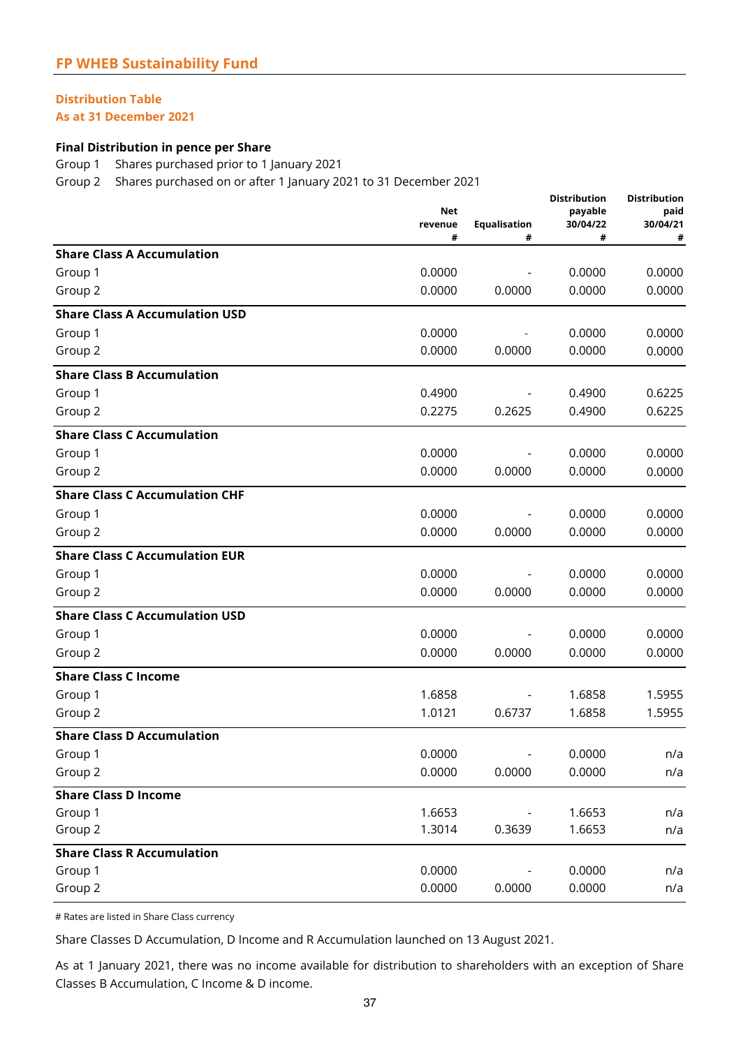## FP WHEB Sustainability Fund

### Distribution Table
### As at 31 December 2021

**Final Distribution in pence per Share**

Group 1 Shares purchased prior to 1 January 2021

Group 2 Shares purchased on or after 1 January 2021 to 31 December 2021

| | Net revenue # | Equalisation # | Distribution payable 30/04/22 # | Distribution paid 30/04/21 # |
|---|---|---|---|---|
| **Share Class A Accumulation** | | | | |
| Group 1 | 0.0000 | - | 0.0000 | 0.0000 |
| Group 2 | 0.0000 | 0.0000 | 0.0000 | 0.0000 |
| **Share Class A Accumulation USD** | | | | |
| Group 1 | 0.0000 | - | 0.0000 | 0.0000 |
| Group 2 | 0.0000 | 0.0000 | 0.0000 | 0.0000 |
| **Share Class B Accumulation** | | | | |
| Group 1 | 0.4900 | - | 0.4900 | 0.6225 |
| Group 2 | 0.2275 | 0.2625 | 0.4900 | 0.6225 |
| **Share Class C Accumulation** | | | | |
| Group 1 | 0.0000 | - | 0.0000 | 0.0000 |
| Group 2 | 0.0000 | 0.0000 | 0.0000 | 0.0000 |
| **Share Class C Accumulation CHF** | | | | |
| Group 1 | 0.0000 | - | 0.0000 | 0.0000 |
| Group 2 | 0.0000 | 0.0000 | 0.0000 | 0.0000 |
| **Share Class C Accumulation EUR** | | | | |
| Group 1 | 0.0000 | - | 0.0000 | 0.0000 |
| Group 2 | 0.0000 | 0.0000 | 0.0000 | 0.0000 |
| **Share Class C Accumulation USD** | | | | |
| Group 1 | 0.0000 | - | 0.0000 | 0.0000 |
| Group 2 | 0.0000 | 0.0000 | 0.0000 | 0.0000 |
| **Share Class C Income** | | | | |
| Group 1 | 1.6858 | - | 1.6858 | 1.5955 |
| Group 2 | 1.0121 | 0.6737 | 1.6858 | 1.5955 |
| **Share Class D Accumulation** | | | | |
| Group 1 | 0.0000 | - | 0.0000 | n/a |
| Group 2 | 0.0000 | 0.0000 | 0.0000 | n/a |
| **Share Class D Income** | | | | |
| Group 1 | 1.6653 | - | 1.6653 | n/a |
| Group 2 | 1.3014 | 0.3639 | 1.6653 | n/a |
| **Share Class R Accumulation** | | | | |
| Group 1 | 0.0000 | - | 0.0000 | n/a |
| Group 2 | 0.0000 | 0.0000 | 0.0000 | n/a |

# Rates are listed in Share Class currency

Share Classes D Accumulation, D Income and R Accumulation launched on 13 August 2021.

As at 1 January 2021, there was no income available for distribution to shareholders with an exception of Share Classes B Accumulation, C Income & D income.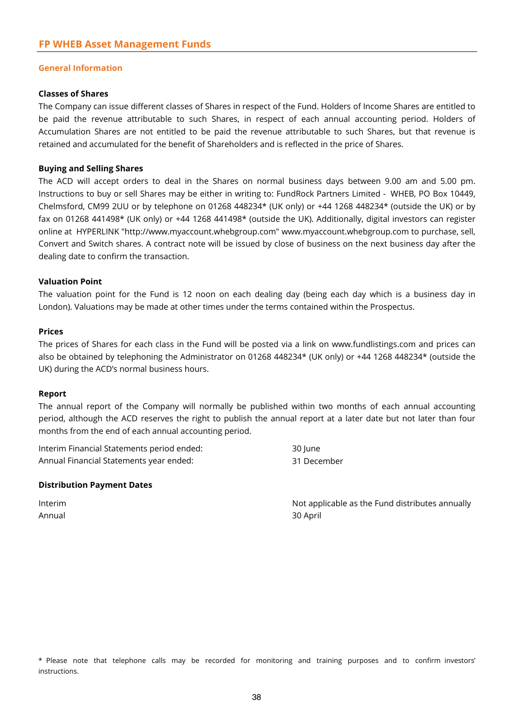## General Information

**Classes of Shares**

The Company can issue different classes of Shares in respect of the Fund. Holders of Income Shares are entitled to be paid the revenue attributable to such Shares, in respect of each annual accounting period. Holders of Accumulation Shares are not entitled to be paid the revenue attributable to such Shares, but that revenue is retained and accumulated for the benefit of Shareholders and is reflected in the price of Shares.

**Buying and Selling Shares**

The ACD will accept orders to deal in the Shares on normal business days between 9.00 am and 5.00 pm. Instructions to buy or sell Shares may be either in writing to: FundRock Partners Limited - WHEB, PO Box 10449, Chelmsford, CM99 2UU or by telephone on 01268 448234* (UK only) or +44 1268 448234* (outside the UK) or by fax on 01268 441498* (UK only) or +44 1268 441498* (outside the UK). Additionally, digital investors can register online at HYPERLINK "http://www.myaccount.whebgroup.com" www.myaccount.whebgroup.com to purchase, sell, Convert and Switch shares. A contract note will be issued by close of business on the next business day after the dealing date to confirm the transaction.

**Valuation Point**

The valuation point for the Fund is 12 noon on each dealing day (being each day which is a business day in London). Valuations may be made at other times under the terms contained within the Prospectus.

**Prices**

The prices of Shares for each class in the Fund will be posted via a link on www.fundlistings.com and prices can also be obtained by telephoning the Administrator on 01268 448234* (UK only) or +44 1268 448234* (outside the UK) during the ACD's normal business hours.

**Report**

The annual report of the Company will normally be published within two months of each annual accounting period, although the ACD reserves the right to publish the annual report at a later date but not later than four months from the end of each annual accounting period.

| | |
|---|---|
| Interim Financial Statements period ended: | 30 June |
| Annual Financial Statements year ended: | 31 December |

**Distribution Payment Dates**

| | |
|---|---|
| Interim | Not applicable as the Fund distributes annually |
| Annual | 30 April |

* Please note that telephone calls may be recorded for monitoring and training purposes and to confirm investors' instructions.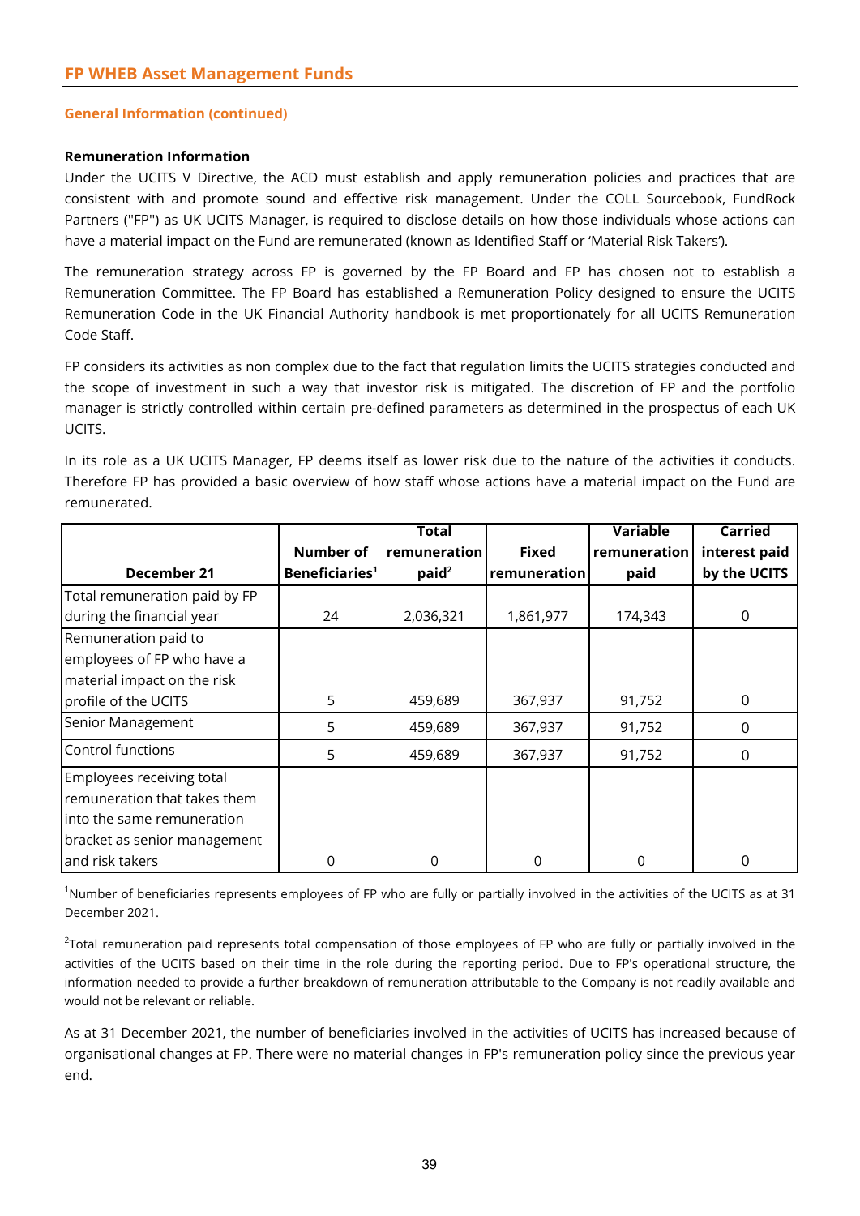## General Information (continued)

### Remuneration Information

Under the UCITS V Directive, the ACD must establish and apply remuneration policies and practices that are consistent with and promote sound and effective risk management. Under the COLL Sourcebook, FundRock Partners ("FP") as UK UCITS Manager, is required to disclose details on how those individuals whose actions can have a material impact on the Fund are remunerated (known as Identified Staff or 'Material Risk Takers').

The remuneration strategy across FP is governed by the FP Board and FP has chosen not to establish a Remuneration Committee. The FP Board has established a Remuneration Policy designed to ensure the UCITS Remuneration Code in the UK Financial Authority handbook is met proportionately for all UCITS Remuneration Code Staff.

FP considers its activities as non complex due to the fact that regulation limits the UCITS strategies conducted and the scope of investment in such a way that investor risk is mitigated. The discretion of FP and the portfolio manager is strictly controlled within certain pre-defined parameters as determined in the prospectus of each UK UCITS.

In its role as a UK UCITS Manager, FP deems itself as lower risk due to the nature of the activities it conducts. Therefore FP has provided a basic overview of how staff whose actions have a material impact on the Fund are remunerated.

| December 21 | Number of Beneficiaries[1] | Total remuneration paid[2] | Fixed remuneration | Variable remuneration paid | Carried interest paid by the UCITS |
|---|---|---|---|---|---|
| Total remuneration paid by FP during the financial year | 24 | 2,036,321 | 1,861,977 | 174,343 | 0 |
| Remuneration paid to employees of FP who have a material impact on the risk profile of the UCITS | 5 | 459,689 | 367,937 | 91,752 | 0 |
| Senior Management | 5 | 459,689 | 367,937 | 91,752 | 0 |
| Control functions | 5 | 459,689 | 367,937 | 91,752 | 0 |
| Employees receiving total remuneration that takes them into the same remuneration bracket as senior management and risk takers | 0 | 0 | 0 | 0 | 0 |

[1]Number of beneficiaries represents employees of FP who are fully or partially involved in the activities of the UCITS as at 31 December 2021.

[2]Total remuneration paid represents total compensation of those employees of FP who are fully or partially involved in the activities of the UCITS based on their time in the role during the reporting period. Due to FP's operational structure, the information needed to provide a further breakdown of remuneration attributable to the Company is not readily available and would not be relevant or reliable.

As at 31 December 2021, the number of beneficiaries involved in the activities of UCITS has increased because of organisational changes at FP. There were no material changes in FP's remuneration policy since the previous year end.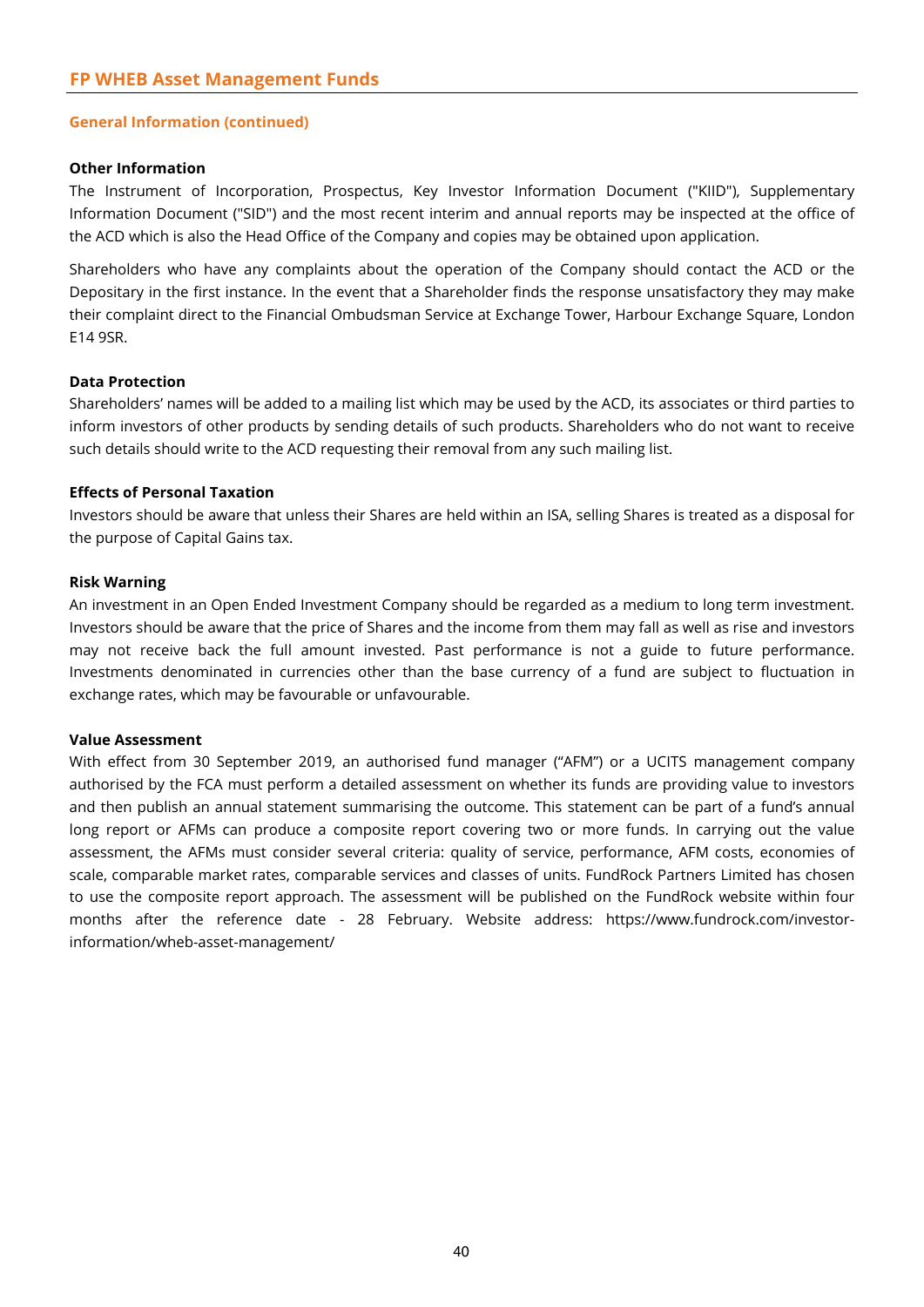## General Information (continued)

**Other Information**

The Instrument of Incorporation, Prospectus, Key Investor Information Document ("KIID"), Supplementary Information Document ("SID") and the most recent interim and annual reports may be inspected at the office of the ACD which is also the Head Office of the Company and copies may be obtained upon application.

Shareholders who have any complaints about the operation of the Company should contact the ACD or the Depositary in the first instance. In the event that a Shareholder finds the response unsatisfactory they may make their complaint direct to the Financial Ombudsman Service at Exchange Tower, Harbour Exchange Square, London E14 9SR.

**Data Protection**

Shareholders' names will be added to a mailing list which may be used by the ACD, its associates or third parties to inform investors of other products by sending details of such products. Shareholders who do not want to receive such details should write to the ACD requesting their removal from any such mailing list.

**Effects of Personal Taxation**

Investors should be aware that unless their Shares are held within an ISA, selling Shares is treated as a disposal for the purpose of Capital Gains tax.

**Risk Warning**

An investment in an Open Ended Investment Company should be regarded as a medium to long term investment. Investors should be aware that the price of Shares and the income from them may fall as well as rise and investors may not receive back the full amount invested. Past performance is not a guide to future performance. Investments denominated in currencies other than the base currency of a fund are subject to fluctuation in exchange rates, which may be favourable or unfavourable.

**Value Assessment**

With effect from 30 September 2019, an authorised fund manager ("AFM") or a UCITS management company authorised by the FCA must perform a detailed assessment on whether its funds are providing value to investors and then publish an annual statement summarising the outcome. This statement can be part of a fund's annual long report or AFMs can produce a composite report covering two or more funds. In carrying out the value assessment, the AFMs must consider several criteria: quality of service, performance, AFM costs, economies of scale, comparable market rates, comparable services and classes of units. FundRock Partners Limited has chosen to use the composite report approach. The assessment will be published on the FundRock website within four months after the reference date - 28 February. Website address: https://www.fundrock.com/investor-information/wheb-asset-management/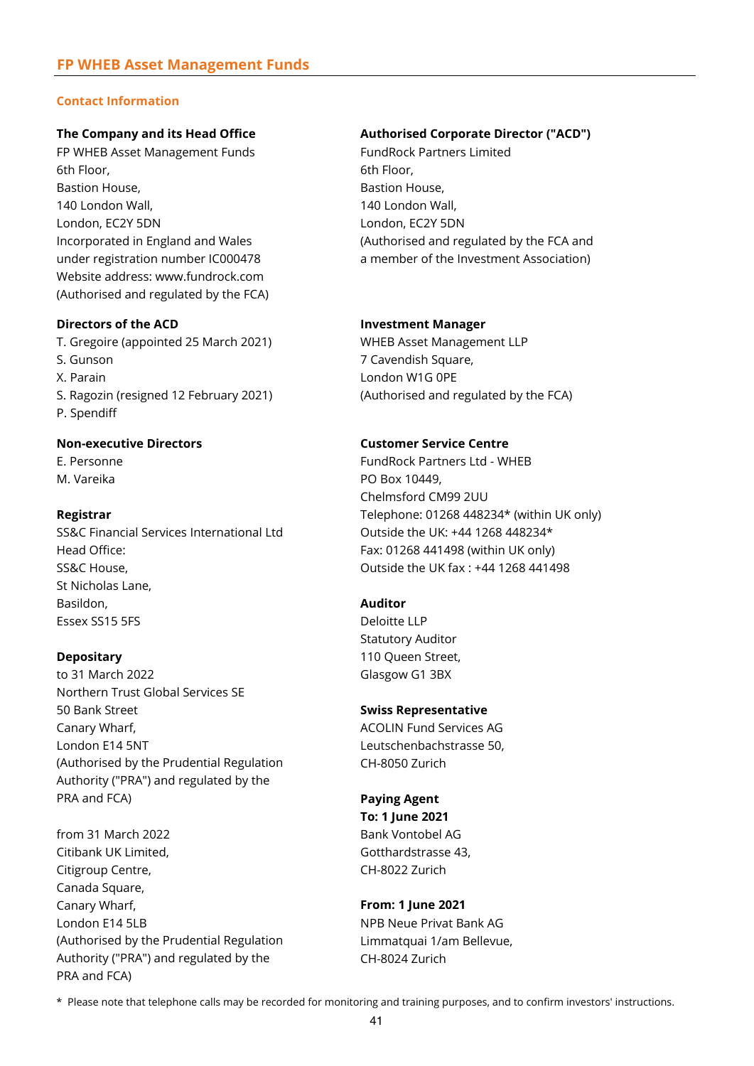## Contact Information

**The Company and its Head Office**
FP WHEB Asset Management Funds
6th Floor,
Bastion House,
140 London Wall,
London, EC2Y 5DN
Incorporated in England and Wales
under registration number IC000478
Website address: www.fundrock.com
(Authorised and regulated by the FCA)

**Directors of the ACD**
T. Gregoire (appointed 25 March 2021)
S. Gunson
X. Parain
S. Ragozin (resigned 12 February 2021)
P. Spendiff

**Non-executive Directors**
E. Personne
M. Vareika

**Registrar**
SS&C Financial Services International Ltd
Head Office:
SS&C House,
St Nicholas Lane,
Basildon,
Essex SS15 5FS

**Depositary**
to 31 March 2022
Northern Trust Global Services SE
50 Bank Street
Canary Wharf,
London E14 5NT
(Authorised by the Prudential Regulation Authority ("PRA") and regulated by the PRA and FCA)

from 31 March 2022
Citibank UK Limited,
Citigroup Centre,
Canada Square,
Canary Wharf,
London E14 5LB
(Authorised by the Prudential Regulation Authority ("PRA") and regulated by the PRA and FCA)

**Authorised Corporate Director ("ACD")**
FundRock Partners Limited
6th Floor,
Bastion House,
140 London Wall,
London, EC2Y 5DN
(Authorised and regulated by the FCA and a member of the Investment Association)

**Investment Manager**
WHEB Asset Management LLP
7 Cavendish Square,
London W1G 0PE
(Authorised and regulated by the FCA)

**Customer Service Centre**
FundRock Partners Ltd - WHEB
PO Box 10449,
Chelmsford CM99 2UU
Telephone: 01268 448234* (within UK only)
Outside the UK: +44 1268 448234*
Fax: 01268 441498 (within UK only)
Outside the UK fax : +44 1268 441498

**Auditor**
Deloitte LLP
Statutory Auditor
110 Queen Street,
Glasgow G1 3BX

**Swiss Representative**
ACOLIN Fund Services AG
Leutschenbachstrasse 50,
CH-8050 Zurich

**Paying Agent**
**To: 1 June 2021**
Bank Vontobel AG
Gotthardstrasse 43,
CH-8022 Zurich

**From: 1 June 2021**
NPB Neue Privat Bank AG
Limmatquai 1/am Bellevue,
CH-8024 Zurich

\* Please note that telephone calls may be recorded for monitoring and training purposes, and to confirm investors' instructions.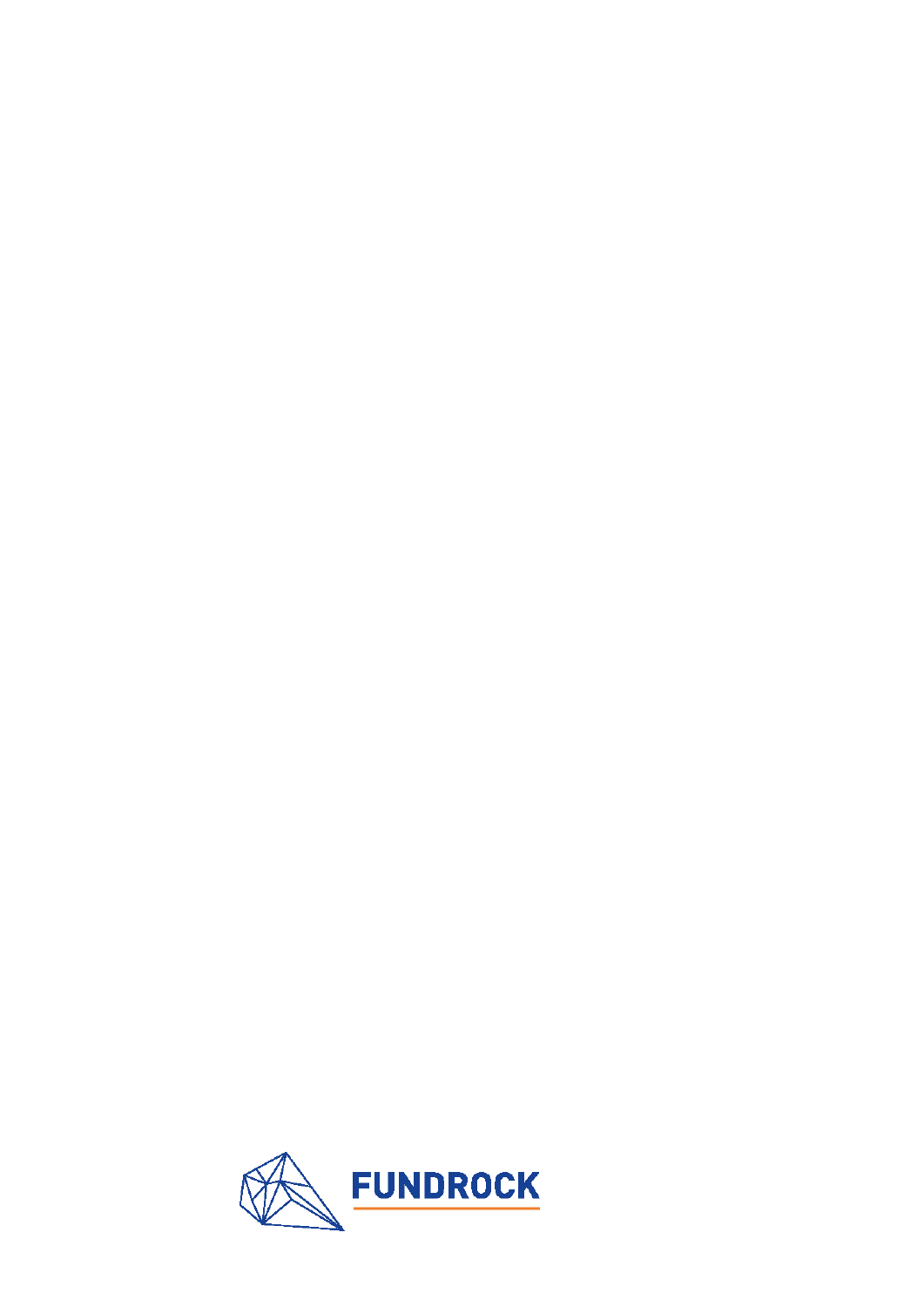FUNDROCK